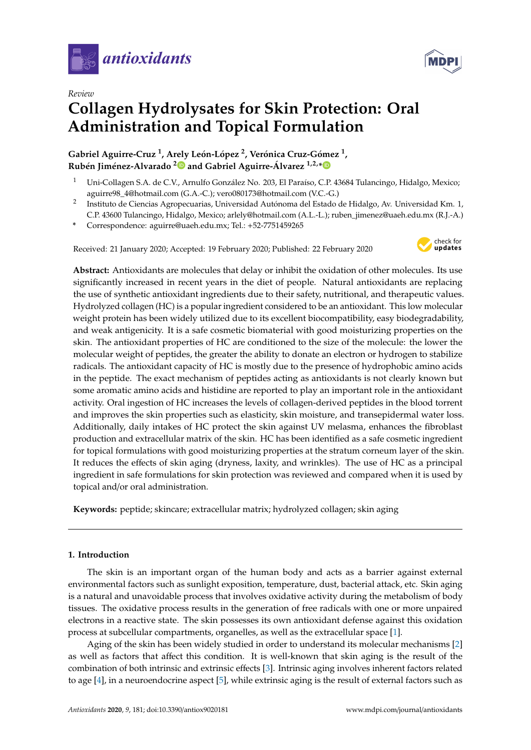*Review*

# Collagen Hydrolysates for Skin Protection: Oral Administration and Topical Formulation

**Gabriel Aguirre-Cruz [1], Arely León-López [2], Verónica Cruz-Gómez [1], Rubén Jiménez-Alvarado [2] and Gabriel Aguirre-Álvarez [1,2,*]**

[1] Uni-Collagen S.A. de C.V., Arnulfo González No. 203, El Paraíso, C.P. 43684 Tulancingo, Hidalgo, Mexico; aguirre98_4@hotmail.com (G.A.-C.); vero080173@hotmail.com (V.C.-G.)

[2] Instituto de Ciencias Agropecuarias, Universidad Autónoma del Estado de Hidalgo, Av. Universidad Km. 1, C.P. 43600 Tulancingo, Hidalgo, Mexico; arlely@hotmail.com (A.L.-L.); ruben_jimenez@uaeh.edu.mx (R.J.-A.)

* Correspondence: aguirre@uaeh.edu.mx; Tel.: +52-7751459265

Received: 21 January 2020; Accepted: 19 February 2020; Published: 22 February 2020

**Abstract:** Antioxidants are molecules that delay or inhibit the oxidation of other molecules. Its use significantly increased in recent years in the diet of people. Natural antioxidants are replacing the use of synthetic antioxidant ingredients due to their safety, nutritional, and therapeutic values. Hydrolyzed collagen (HC) is a popular ingredient considered to be an antioxidant. This low molecular weight protein has been widely utilized due to its excellent biocompatibility, easy biodegradability, and weak antigenicity. It is a safe cosmetic biomaterial with good moisturizing properties on the skin. The antioxidant properties of HC are conditioned to the size of the molecule: the lower the molecular weight of peptides, the greater the ability to donate an electron or hydrogen to stabilize radicals. The antioxidant capacity of HC is mostly due to the presence of hydrophobic amino acids in the peptide. The exact mechanism of peptides acting as antioxidants is not clearly known but some aromatic amino acids and histidine are reported to play an important role in the antioxidant activity. Oral ingestion of HC increases the levels of collagen-derived peptides in the blood torrent and improves the skin properties such as elasticity, skin moisture, and transepidermal water loss. Additionally, daily intakes of HC protect the skin against UV melasma, enhances the fibroblast production and extracellular matrix of the skin. HC has been identified as a safe cosmetic ingredient for topical formulations with good moisturizing properties at the stratum corneum layer of the skin. It reduces the effects of skin aging (dryness, laxity, and wrinkles). The use of HC as a principal ingredient in safe formulations for skin protection was reviewed and compared when it is used by topical and/or oral administration.

**Keywords:** peptide; skincare; extracellular matrix; hydrolyzed collagen; skin aging

## 1. Introduction

The skin is an important organ of the human body and acts as a barrier against external environmental factors such as sunlight exposition, temperature, dust, bacterial attack, etc. Skin aging is a natural and unavoidable process that involves oxidative activity during the metabolism of body tissues. The oxidative process results in the generation of free radicals with one or more unpaired electrons in a reactive state. The skin possesses its own antioxidant defense against this oxidation process at subcellular compartments, organelles, as well as the extracellular space [1].

Aging of the skin has been widely studied in order to understand its molecular mechanisms [2] as well as factors that affect this condition. It is well-known that skin aging is the result of the combination of both intrinsic and extrinsic effects [3]. Intrinsic aging involves inherent factors related to age [4], in a neuroendocrine aspect [5], while extrinsic aging is the result of external factors such as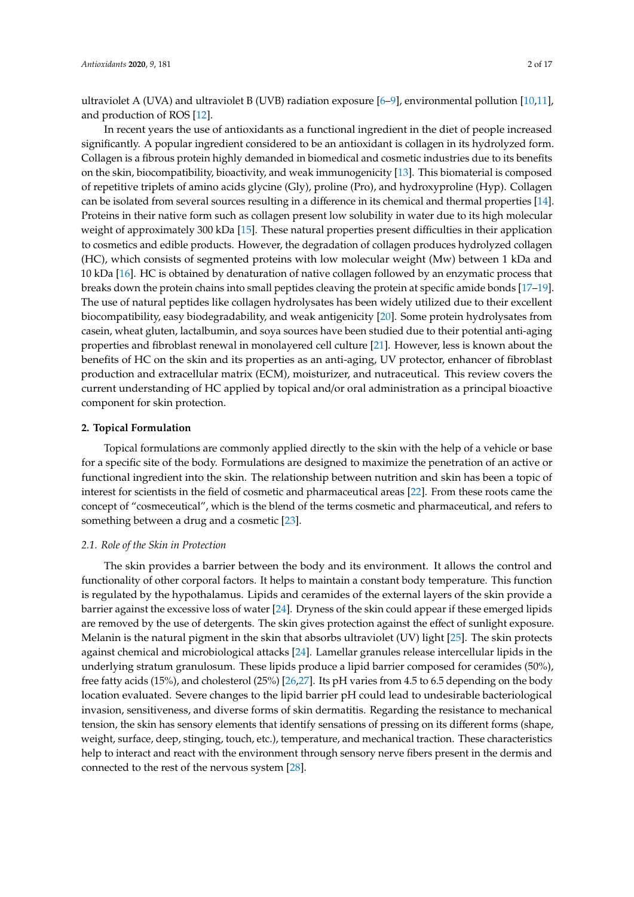ultraviolet A (UVA) and ultraviolet B (UVB) radiation exposure [6–9], environmental pollution [10,11], and production of ROS [12].

In recent years the use of antioxidants as a functional ingredient in the diet of people increased significantly. A popular ingredient considered to be an antioxidant is collagen in its hydrolyzed form. Collagen is a fibrous protein highly demanded in biomedical and cosmetic industries due to its benefits on the skin, biocompatibility, bioactivity, and weak immunogenicity [13]. This biomaterial is composed of repetitive triplets of amino acids glycine (Gly), proline (Pro), and hydroxyproline (Hyp). Collagen can be isolated from several sources resulting in a difference in its chemical and thermal properties [14]. Proteins in their native form such as collagen present low solubility in water due to its high molecular weight of approximately 300 kDa [15]. These natural properties present difficulties in their application to cosmetics and edible products. However, the degradation of collagen produces hydrolyzed collagen (HC), which consists of segmented proteins with low molecular weight (Mw) between 1 kDa and 10 kDa [16]. HC is obtained by denaturation of native collagen followed by an enzymatic process that breaks down the protein chains into small peptides cleaving the protein at specific amide bonds [17–19]. The use of natural peptides like collagen hydrolysates has been widely utilized due to their excellent biocompatibility, easy biodegradability, and weak antigenicity [20]. Some protein hydrolysates from casein, wheat gluten, lactalbumin, and soya sources have been studied due to their potential anti-aging properties and fibroblast renewal in monolayered cell culture [21]. However, less is known about the benefits of HC on the skin and its properties as an anti-aging, UV protector, enhancer of fibroblast production and extracellular matrix (ECM), moisturizer, and nutraceutical. This review covers the current understanding of HC applied by topical and/or oral administration as a principal bioactive component for skin protection.

## 2. Topical Formulation

Topical formulations are commonly applied directly to the skin with the help of a vehicle or base for a specific site of the body. Formulations are designed to maximize the penetration of an active or functional ingredient into the skin. The relationship between nutrition and skin has been a topic of interest for scientists in the field of cosmetic and pharmaceutical areas [22]. From these roots came the concept of "cosmeceutical", which is the blend of the terms cosmetic and pharmaceutical, and refers to something between a drug and a cosmetic [23].

### *2.1. Role of the Skin in Protection*

The skin provides a barrier between the body and its environment. It allows the control and functionality of other corporal factors. It helps to maintain a constant body temperature. This function is regulated by the hypothalamus. Lipids and ceramides of the external layers of the skin provide a barrier against the excessive loss of water [24]. Dryness of the skin could appear if these emerged lipids are removed by the use of detergents. The skin gives protection against the effect of sunlight exposure. Melanin is the natural pigment in the skin that absorbs ultraviolet (UV) light [25]. The skin protects against chemical and microbiological attacks [24]. Lamellar granules release intercellular lipids in the underlying stratum granulosum. These lipids produce a lipid barrier composed for ceramides (50%), free fatty acids (15%), and cholesterol (25%) [26,27]. Its pH varies from 4.5 to 6.5 depending on the body location evaluated. Severe changes to the lipid barrier pH could lead to undesirable bacteriological invasion, sensitiveness, and diverse forms of skin dermatitis. Regarding the resistance to mechanical tension, the skin has sensory elements that identify sensations of pressing on its different forms (shape, weight, surface, deep, stinging, touch, etc.), temperature, and mechanical traction. These characteristics help to interact and react with the environment through sensory nerve fibers present in the dermis and connected to the rest of the nervous system [28].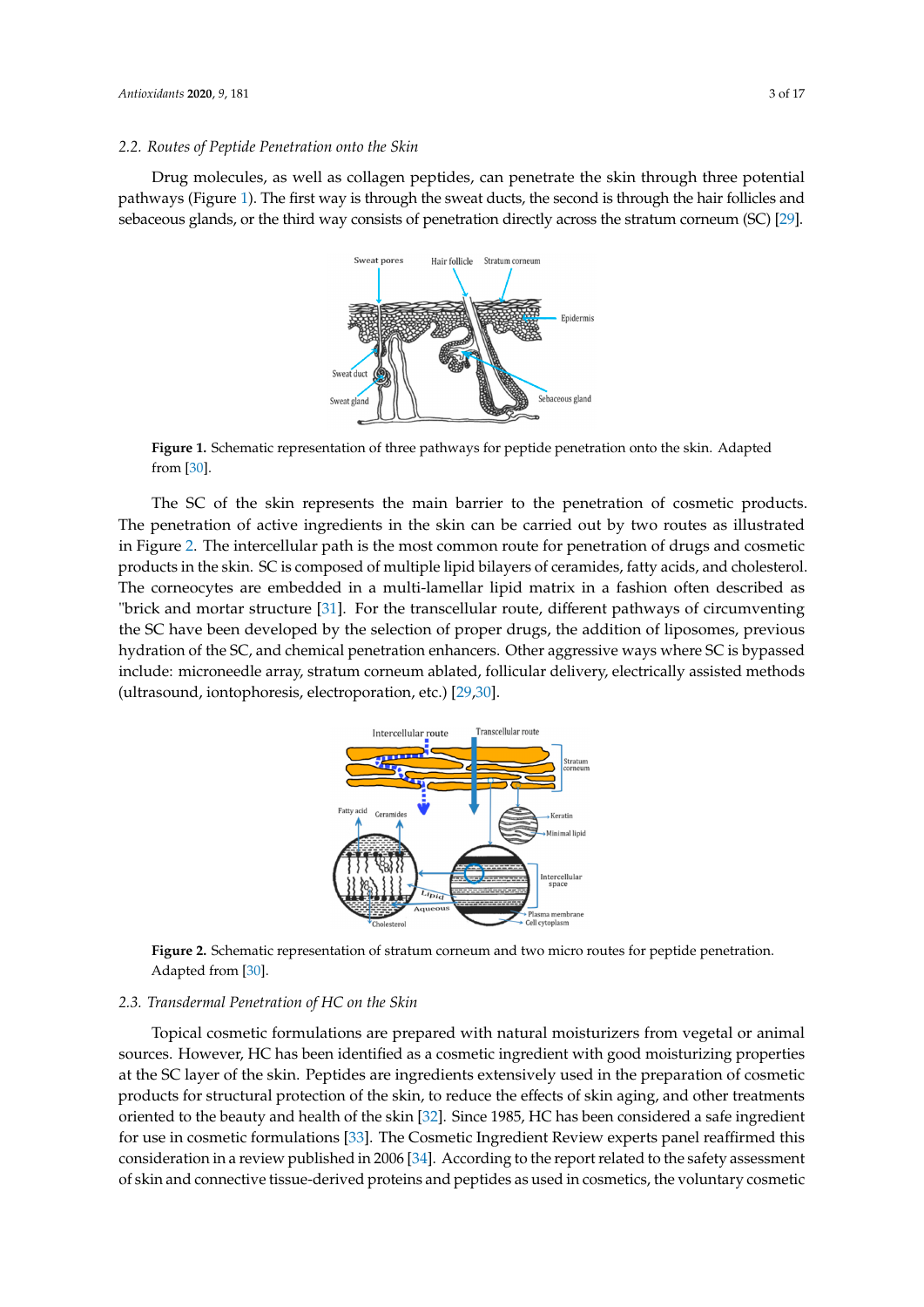### 2.2. Routes of Peptide Penetration onto the Skin

Drug molecules, as well as collagen peptides, can penetrate the skin through three potential pathways (Figure 1). The first way is through the sweat ducts, the second is through the hair follicles and sebaceous glands, or the third way consists of penetration directly across the stratum corneum (SC) [29].

**Figure 1.** Schematic representation of three pathways for peptide penetration onto the skin. Adapted from [30].

The SC of the skin represents the main barrier to the penetration of cosmetic products. The penetration of active ingredients in the skin can be carried out by two routes as illustrated in Figure 2. The intercellular path is the most common route for penetration of drugs and cosmetic products in the skin. SC is composed of multiple lipid bilayers of ceramides, fatty acids, and cholesterol. The corneocytes are embedded in a multi-lamellar lipid matrix in a fashion often described as "brick and mortar structure [31]. For the transcellular route, different pathways of circumventing the SC have been developed by the selection of proper drugs, the addition of liposomes, previous hydration of the SC, and chemical penetration enhancers. Other aggressive ways where SC is bypassed include: microneedle array, stratum corneum ablated, follicular delivery, electrically assisted methods (ultrasound, iontophoresis, electroporation, etc.) [29,30].

**Figure 2.** Schematic representation of stratum corneum and two micro routes for peptide penetration. Adapted from [30].

### 2.3. Transdermal Penetration of HC on the Skin

Topical cosmetic formulations are prepared with natural moisturizers from vegetal or animal sources. However, HC has been identified as a cosmetic ingredient with good moisturizing properties at the SC layer of the skin. Peptides are ingredients extensively used in the preparation of cosmetic products for structural protection of the skin, to reduce the effects of skin aging, and other treatments oriented to the beauty and health of the skin [32]. Since 1985, HC has been considered a safe ingredient for use in cosmetic formulations [33]. The Cosmetic Ingredient Review experts panel reaffirmed this consideration in a review published in 2006 [34]. According to the report related to the safety assessment of skin and connective tissue-derived proteins and peptides as used in cosmetics, the voluntary cosmetic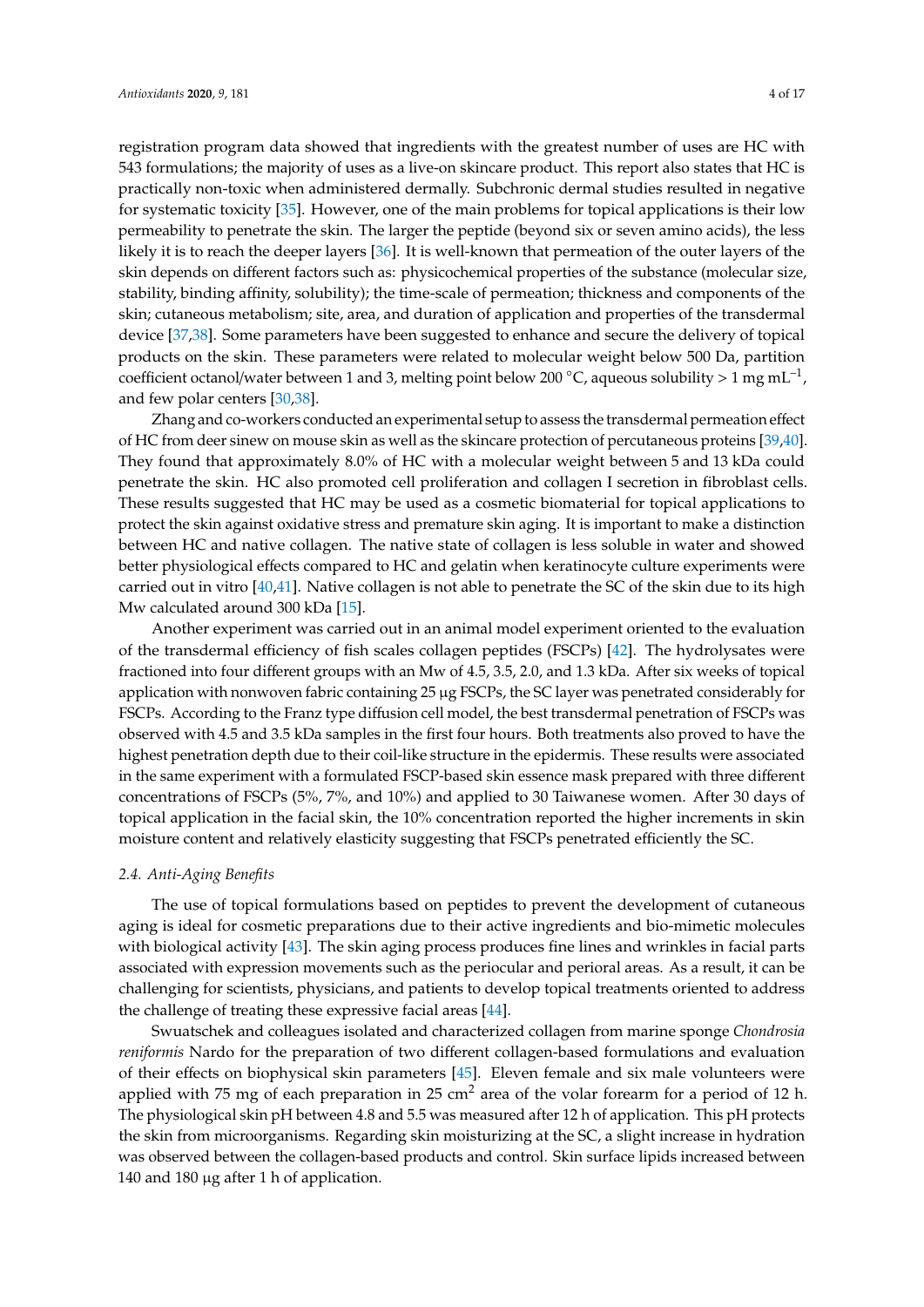registration program data showed that ingredients with the greatest number of uses are HC with 543 formulations; the majority of uses as a live-on skincare product. This report also states that HC is practically non-toxic when administered dermally. Subchronic dermal studies resulted in negative for systematic toxicity [35]. However, one of the main problems for topical applications is their low permeability to penetrate the skin. The larger the peptide (beyond six or seven amino acids), the less likely it is to reach the deeper layers [36]. It is well-known that permeation of the outer layers of the skin depends on different factors such as: physicochemical properties of the substance (molecular size, stability, binding affinity, solubility); the time-scale of permeation; thickness and components of the skin; cutaneous metabolism; site, area, and duration of application and properties of the transdermal device [37,38]. Some parameters have been suggested to enhance and secure the delivery of topical products on the skin. These parameters were related to molecular weight below 500 Da, partition coefficient octanol/water between 1 and 3, melting point below 200 °C, aqueous solubility > 1 mg $mL^{-1}$, and few polar centers [30,38].

Zhang and co-workers conducted an experimental setup to assess the transdermal permeation effect of HC from deer sinew on mouse skin as well as the skincare protection of percutaneous proteins [39,40]. They found that approximately 8.0% of HC with a molecular weight between 5 and 13 kDa could penetrate the skin. HC also promoted cell proliferation and collagen I secretion in fibroblast cells. These results suggested that HC may be used as a cosmetic biomaterial for topical applications to protect the skin against oxidative stress and premature skin aging. It is important to make a distinction between HC and native collagen. The native state of collagen is less soluble in water and showed better physiological effects compared to HC and gelatin when keratinocyte culture experiments were carried out in vitro [40,41]. Native collagen is not able to penetrate the SC of the skin due to its high Mw calculated around 300 kDa [15].

Another experiment was carried out in an animal model experiment oriented to the evaluation of the transdermal efficiency of fish scales collagen peptides (FSCPs) [42]. The hydrolysates were fractioned into four different groups with an Mw of 4.5, 3.5, 2.0, and 1.3 kDa. After six weeks of topical application with nonwoven fabric containing 25 µg FSCPs, the SC layer was penetrated considerably for FSCPs. According to the Franz type diffusion cell model, the best transdermal penetration of FSCPs was observed with 4.5 and 3.5 kDa samples in the first four hours. Both treatments also proved to have the highest penetration depth due to their coil-like structure in the epidermis. These results were associated in the same experiment with a formulated FSCP-based skin essence mask prepared with three different concentrations of FSCPs (5%, 7%, and 10%) and applied to 30 Taiwanese women. After 30 days of topical application in the facial skin, the 10% concentration reported the higher increments in skin moisture content and relatively elasticity suggesting that FSCPs penetrated efficiently the SC.

### 2.4. Anti-Aging Benefits

The use of topical formulations based on peptides to prevent the development of cutaneous aging is ideal for cosmetic preparations due to their active ingredients and bio-mimetic molecules with biological activity [43]. The skin aging process produces fine lines and wrinkles in facial parts associated with expression movements such as the periocular and perioral areas. As a result, it can be challenging for scientists, physicians, and patients to develop topical treatments oriented to address the challenge of treating these expressive facial areas [44].

Swuatschek and colleagues isolated and characterized collagen from marine sponge *Chondrosia reniformis* Nardo for the preparation of two different collagen-based formulations and evaluation of their effects on biophysical skin parameters [45]. Eleven female and six male volunteers were applied with 75 mg of each preparation in 25 $cm^2$ area of the volar forearm for a period of 12 h. The physiological skin pH between 4.8 and 5.5 was measured after 12 h of application. This pH protects the skin from microorganisms. Regarding skin moisturizing at the SC, a slight increase in hydration was observed between the collagen-based products and control. Skin surface lipids increased between 140 and 180 µg after 1 h of application.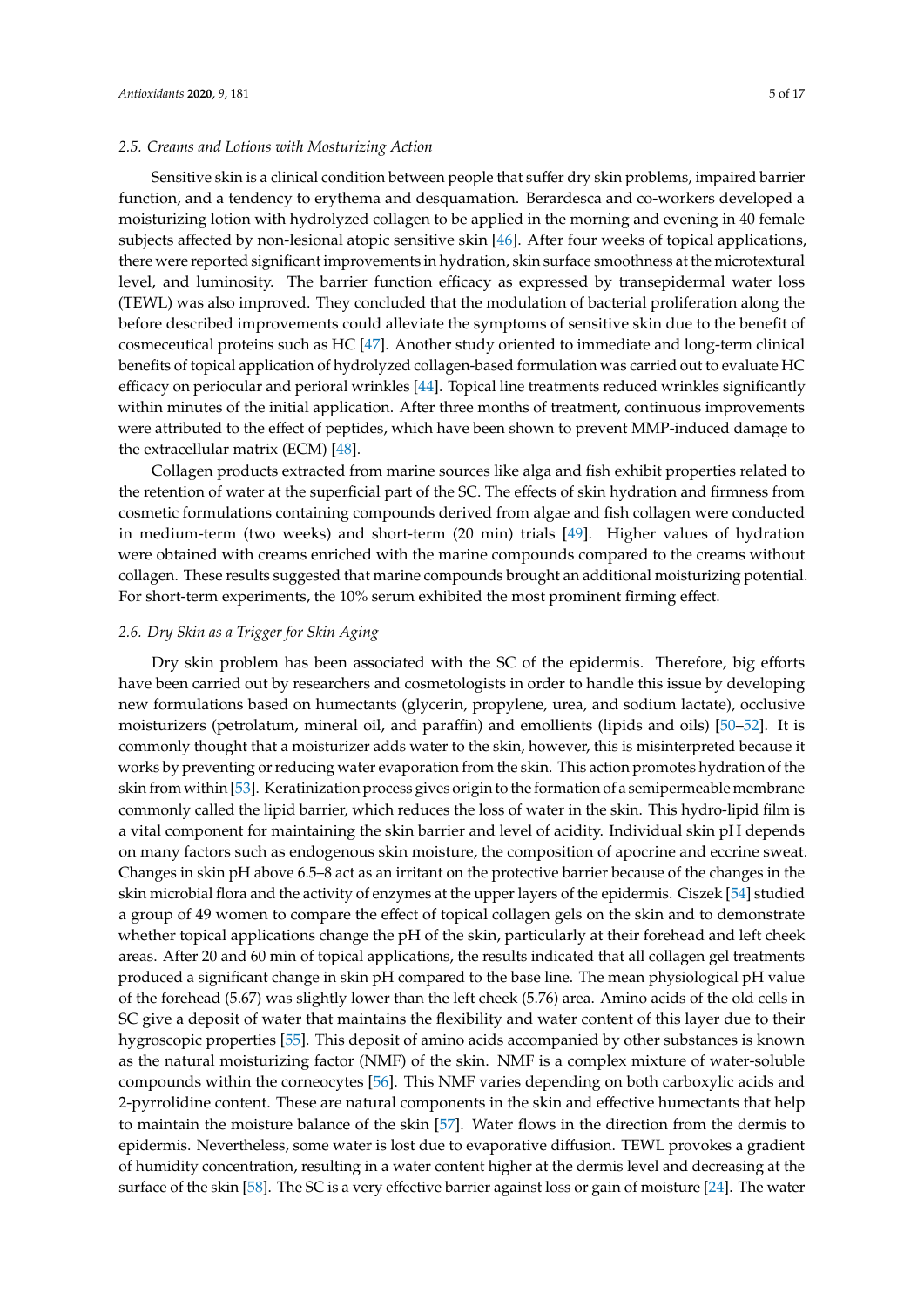### 2.5. Creams and Lotions with Mosturizing Action

Sensitive skin is a clinical condition between people that suffer dry skin problems, impaired barrier function, and a tendency to erythema and desquamation. Berardesca and co-workers developed a moisturizing lotion with hydrolyzed collagen to be applied in the morning and evening in 40 female subjects affected by non-lesional atopic sensitive skin [46]. After four weeks of topical applications, there were reported significant improvements in hydration, skin surface smoothness at the microtextural level, and luminosity. The barrier function efficacy as expressed by transepidermal water loss (TEWL) was also improved. They concluded that the modulation of bacterial proliferation along the before described improvements could alleviate the symptoms of sensitive skin due to the benefit of cosmeceutical proteins such as HC [47]. Another study oriented to immediate and long-term clinical benefits of topical application of hydrolyzed collagen-based formulation was carried out to evaluate HC efficacy on periocular and perioral wrinkles [44]. Topical line treatments reduced wrinkles significantly within minutes of the initial application. After three months of treatment, continuous improvements were attributed to the effect of peptides, which have been shown to prevent MMP-induced damage to the extracellular matrix (ECM) [48].

Collagen products extracted from marine sources like alga and fish exhibit properties related to the retention of water at the superficial part of the SC. The effects of skin hydration and firmness from cosmetic formulations containing compounds derived from algae and fish collagen were conducted in medium-term (two weeks) and short-term (20 min) trials [49]. Higher values of hydration were obtained with creams enriched with the marine compounds compared to the creams without collagen. These results suggested that marine compounds brought an additional moisturizing potential. For short-term experiments, the 10% serum exhibited the most prominent firming effect.

### 2.6. Dry Skin as a Trigger for Skin Aging

Dry skin problem has been associated with the SC of the epidermis. Therefore, big efforts have been carried out by researchers and cosmetologists in order to handle this issue by developing new formulations based on humectants (glycerin, propylene, urea, and sodium lactate), occlusive moisturizers (petrolatum, mineral oil, and paraffin) and emollients (lipids and oils) [50–52]. It is commonly thought that a moisturizer adds water to the skin, however, this is misinterpreted because it works by preventing or reducing water evaporation from the skin. This action promotes hydration of the skin from within [53]. Keratinization process gives origin to the formation of a semipermeable membrane commonly called the lipid barrier, which reduces the loss of water in the skin. This hydro-lipid film is a vital component for maintaining the skin barrier and level of acidity. Individual skin pH depends on many factors such as endogenous skin moisture, the composition of apocrine and eccrine sweat. Changes in skin pH above 6.5–8 act as an irritant on the protective barrier because of the changes in the skin microbial flora and the activity of enzymes at the upper layers of the epidermis. Ciszek [54] studied a group of 49 women to compare the effect of topical collagen gels on the skin and to demonstrate whether topical applications change the pH of the skin, particularly at their forehead and left cheek areas. After 20 and 60 min of topical applications, the results indicated that all collagen gel treatments produced a significant change in skin pH compared to the base line. The mean physiological pH value of the forehead (5.67) was slightly lower than the left cheek (5.76) area. Amino acids of the old cells in SC give a deposit of water that maintains the flexibility and water content of this layer due to their hygroscopic properties [55]. This deposit of amino acids accompanied by other substances is known as the natural moisturizing factor (NMF) of the skin. NMF is a complex mixture of water-soluble compounds within the corneocytes [56]. This NMF varies depending on both carboxylic acids and 2-pyrrolidine content. These are natural components in the skin and effective humectants that help to maintain the moisture balance of the skin [57]. Water flows in the direction from the dermis to epidermis. Nevertheless, some water is lost due to evaporative diffusion. TEWL provokes a gradient of humidity concentration, resulting in a water content higher at the dermis level and decreasing at the surface of the skin [58]. The SC is a very effective barrier against loss or gain of moisture [24]. The water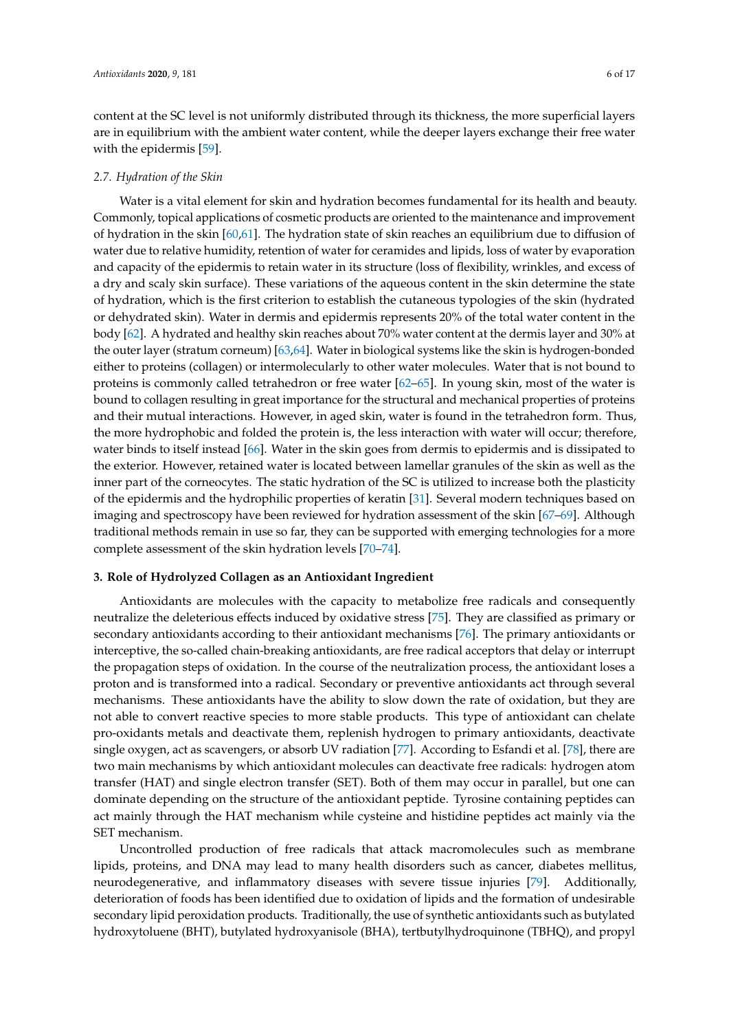content at the SC level is not uniformly distributed through its thickness, the more superficial layers are in equilibrium with the ambient water content, while the deeper layers exchange their free water with the epidermis [59].

### *2.7. Hydration of the Skin*

Water is a vital element for skin and hydration becomes fundamental for its health and beauty. Commonly, topical applications of cosmetic products are oriented to the maintenance and improvement of hydration in the skin [60,61]. The hydration state of skin reaches an equilibrium due to diffusion of water due to relative humidity, retention of water for ceramides and lipids, loss of water by evaporation and capacity of the epidermis to retain water in its structure (loss of flexibility, wrinkles, and excess of a dry and scaly skin surface). These variations of the aqueous content in the skin determine the state of hydration, which is the first criterion to establish the cutaneous typologies of the skin (hydrated or dehydrated skin). Water in dermis and epidermis represents 20% of the total water content in the body [62]. A hydrated and healthy skin reaches about 70% water content at the dermis layer and 30% at the outer layer (stratum corneum) [63,64]. Water in biological systems like the skin is hydrogen-bonded either to proteins (collagen) or intermolecularly to other water molecules. Water that is not bound to proteins is commonly called tetrahedron or free water [62–65]. In young skin, most of the water is bound to collagen resulting in great importance for the structural and mechanical properties of proteins and their mutual interactions. However, in aged skin, water is found in the tetrahedron form. Thus, the more hydrophobic and folded the protein is, the less interaction with water will occur; therefore, water binds to itself instead [66]. Water in the skin goes from dermis to epidermis and is dissipated to the exterior. However, retained water is located between lamellar granules of the skin as well as the inner part of the corneocytes. The static hydration of the SC is utilized to increase both the plasticity of the epidermis and the hydrophilic properties of keratin [31]. Several modern techniques based on imaging and spectroscopy have been reviewed for hydration assessment of the skin [67–69]. Although traditional methods remain in use so far, they can be supported with emerging technologies for a more complete assessment of the skin hydration levels [70–74].

## **3. Role of Hydrolyzed Collagen as an Antioxidant Ingredient**

Antioxidants are molecules with the capacity to metabolize free radicals and consequently neutralize the deleterious effects induced by oxidative stress [75]. They are classified as primary or secondary antioxidants according to their antioxidant mechanisms [76]. The primary antioxidants or interceptive, the so-called chain-breaking antioxidants, are free radical acceptors that delay or interrupt the propagation steps of oxidation. In the course of the neutralization process, the antioxidant loses a proton and is transformed into a radical. Secondary or preventive antioxidants act through several mechanisms. These antioxidants have the ability to slow down the rate of oxidation, but they are not able to convert reactive species to more stable products. This type of antioxidant can chelate pro-oxidants metals and deactivate them, replenish hydrogen to primary antioxidants, deactivate single oxygen, act as scavengers, or absorb UV radiation [77]. According to Esfandi et al. [78], there are two main mechanisms by which antioxidant molecules can deactivate free radicals: hydrogen atom transfer (HAT) and single electron transfer (SET). Both of them may occur in parallel, but one can dominate depending on the structure of the antioxidant peptide. Tyrosine containing peptides can act mainly through the HAT mechanism while cysteine and histidine peptides act mainly via the SET mechanism.

Uncontrolled production of free radicals that attack macromolecules such as membrane lipids, proteins, and DNA may lead to many health disorders such as cancer, diabetes mellitus, neurodegenerative, and inflammatory diseases with severe tissue injuries [79]. Additionally, deterioration of foods has been identified due to oxidation of lipids and the formation of undesirable secondary lipid peroxidation products. Traditionally, the use of synthetic antioxidants such as butylated hydroxytoluene (BHT), butylated hydroxyanisole (BHA), tertbutylhydroquinone (TBHQ), and propyl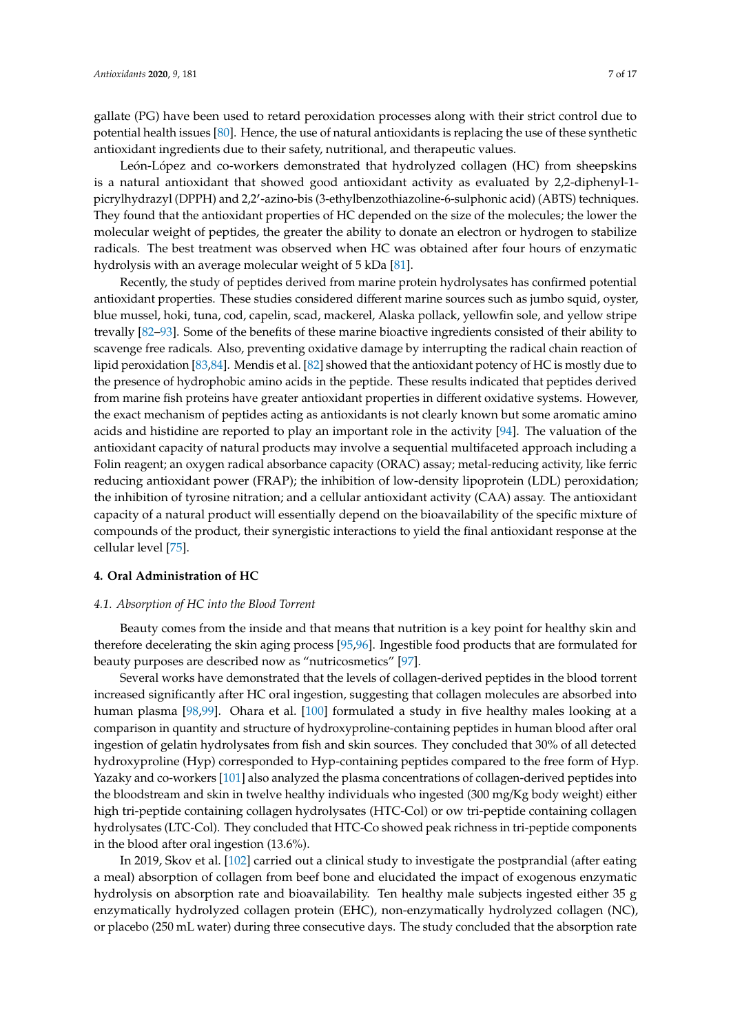gallate (PG) have been used to retard peroxidation processes along with their strict control due to potential health issues [80]. Hence, the use of natural antioxidants is replacing the use of these synthetic antioxidant ingredients due to their safety, nutritional, and therapeutic values.

León-López and co-workers demonstrated that hydrolyzed collagen (HC) from sheepskins is a natural antioxidant that showed good antioxidant activity as evaluated by 2,2-diphenyl-1-picrylhydrazyl (DPPH) and 2,2′-azino-bis (3-ethylbenzothiazoline-6-sulphonic acid) (ABTS) techniques. They found that the antioxidant properties of HC depended on the size of the molecules; the lower the molecular weight of peptides, the greater the ability to donate an electron or hydrogen to stabilize radicals. The best treatment was observed when HC was obtained after four hours of enzymatic hydrolysis with an average molecular weight of 5 kDa [81].

Recently, the study of peptides derived from marine protein hydrolysates has confirmed potential antioxidant properties. These studies considered different marine sources such as jumbo squid, oyster, blue mussel, hoki, tuna, cod, capelin, scad, mackerel, Alaska pollack, yellowfin sole, and yellow stripe trevally [82–93]. Some of the benefits of these marine bioactive ingredients consisted of their ability to scavenge free radicals. Also, preventing oxidative damage by interrupting the radical chain reaction of lipid peroxidation [83,84]. Mendis et al. [82] showed that the antioxidant potency of HC is mostly due to the presence of hydrophobic amino acids in the peptide. These results indicated that peptides derived from marine fish proteins have greater antioxidant properties in different oxidative systems. However, the exact mechanism of peptides acting as antioxidants is not clearly known but some aromatic amino acids and histidine are reported to play an important role in the activity [94]. The valuation of the antioxidant capacity of natural products may involve a sequential multifaceted approach including a Folin reagent; an oxygen radical absorbance capacity (ORAC) assay; metal-reducing activity, like ferric reducing antioxidant power (FRAP); the inhibition of low-density lipoprotein (LDL) peroxidation; the inhibition of tyrosine nitration; and a cellular antioxidant activity (CAA) assay. The antioxidant capacity of a natural product will essentially depend on the bioavailability of the specific mixture of compounds of the product, their synergistic interactions to yield the final antioxidant response at the cellular level [75].

## 4. Oral Administration of HC

### *4.1. Absorption of HC into the Blood Torrent*

Beauty comes from the inside and that means that nutrition is a key point for healthy skin and therefore decelerating the skin aging process [95,96]. Ingestible food products that are formulated for beauty purposes are described now as "nutricosmetics" [97].

Several works have demonstrated that the levels of collagen-derived peptides in the blood torrent increased significantly after HC oral ingestion, suggesting that collagen molecules are absorbed into human plasma [98,99]. Ohara et al. [100] formulated a study in five healthy males looking at a comparison in quantity and structure of hydroxyproline-containing peptides in human blood after oral ingestion of gelatin hydrolysates from fish and skin sources. They concluded that 30% of all detected hydroxyproline (Hyp) corresponded to Hyp-containing peptides compared to the free form of Hyp. Yazaky and co-workers [101] also analyzed the plasma concentrations of collagen-derived peptides into the bloodstream and skin in twelve healthy individuals who ingested (300 mg/Kg body weight) either high tri-peptide containing collagen hydrolysates (HTC-Col) or ow tri-peptide containing collagen hydrolysates (LTC-Col). They concluded that HTC-Co showed peak richness in tri-peptide components in the blood after oral ingestion (13.6%).

In 2019, Skov et al. [102] carried out a clinical study to investigate the postprandial (after eating a meal) absorption of collagen from beef bone and elucidated the impact of exogenous enzymatic hydrolysis on absorption rate and bioavailability. Ten healthy male subjects ingested either 35 g enzymatically hydrolyzed collagen protein (EHC), non-enzymatically hydrolyzed collagen (NC), or placebo (250 mL water) during three consecutive days. The study concluded that the absorption rate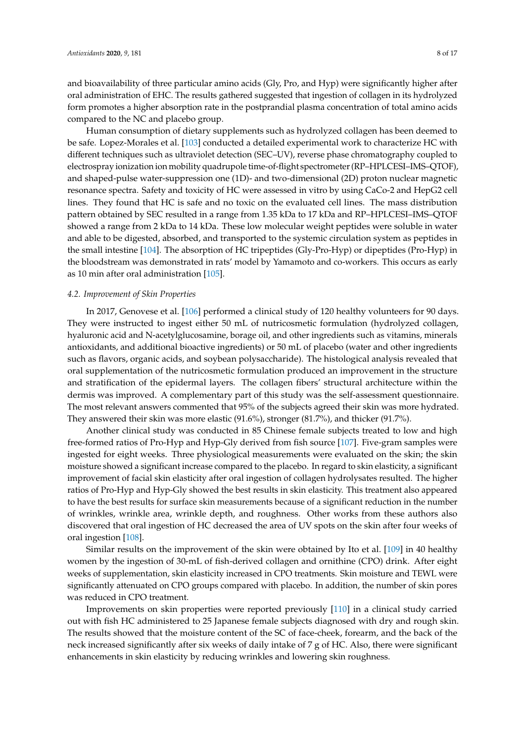and bioavailability of three particular amino acids (Gly, Pro, and Hyp) were significantly higher after oral administration of EHC. The results gathered suggested that ingestion of collagen in its hydrolyzed form promotes a higher absorption rate in the postprandial plasma concentration of total amino acids compared to the NC and placebo group.

Human consumption of dietary supplements such as hydrolyzed collagen has been deemed to be safe. Lopez-Morales et al. [103] conducted a detailed experimental work to characterize HC with different techniques such as ultraviolet detection (SEC–UV), reverse phase chromatography coupled to electrospray ionization ion mobility quadrupole time-of-flight spectrometer (RP–HPLCESI–IMS–QTOF), and shaped-pulse water-suppression one (1D)- and two-dimensional (2D) proton nuclear magnetic resonance spectra. Safety and toxicity of HC were assessed in vitro by using CaCo-2 and HepG2 cell lines. They found that HC is safe and no toxic on the evaluated cell lines. The mass distribution pattern obtained by SEC resulted in a range from 1.35 kDa to 17 kDa and RP–HPLCESI–IMS–QTOF showed a range from 2 kDa to 14 kDa. These low molecular weight peptides were soluble in water and able to be digested, absorbed, and transported to the systemic circulation system as peptides in the small intestine [104]. The absorption of HC tripeptides (Gly-Pro-Hyp) or dipeptides (Pro-Hyp) in the bloodstream was demonstrated in rats' model by Yamamoto and co-workers. This occurs as early as 10 min after oral administration [105].

### 4.2. Improvement of Skin Properties

In 2017, Genovese et al. [106] performed a clinical study of 120 healthy volunteers for 90 days. They were instructed to ingest either 50 mL of nutricosmetic formulation (hydrolyzed collagen, hyaluronic acid and N-acetylglucosamine, borage oil, and other ingredients such as vitamins, minerals antioxidants, and additional bioactive ingredients) or 50 mL of placebo (water and other ingredients such as flavors, organic acids, and soybean polysaccharide). The histological analysis revealed that oral supplementation of the nutricosmetic formulation produced an improvement in the structure and stratification of the epidermal layers. The collagen fibers' structural architecture within the dermis was improved. A complementary part of this study was the self-assessment questionnaire. The most relevant answers commented that 95% of the subjects agreed their skin was more hydrated. They answered their skin was more elastic (91.6%), stronger (81.7%), and thicker (91.7%).

Another clinical study was conducted in 85 Chinese female subjects treated to low and high free-formed ratios of Pro-Hyp and Hyp-Gly derived from fish source [107]. Five-gram samples were ingested for eight weeks. Three physiological measurements were evaluated on the skin; the skin moisture showed a significant increase compared to the placebo. In regard to skin elasticity, a significant improvement of facial skin elasticity after oral ingestion of collagen hydrolysates resulted. The higher ratios of Pro-Hyp and Hyp-Gly showed the best results in skin elasticity. This treatment also appeared to have the best results for surface skin measurements because of a significant reduction in the number of wrinkles, wrinkle area, wrinkle depth, and roughness. Other works from these authors also discovered that oral ingestion of HC decreased the area of UV spots on the skin after four weeks of oral ingestion [108].

Similar results on the improvement of the skin were obtained by Ito et al. [109] in 40 healthy women by the ingestion of 30-mL of fish-derived collagen and ornithine (CPO) drink. After eight weeks of supplementation, skin elasticity increased in CPO treatments. Skin moisture and TEWL were significantly attenuated on CPO groups compared with placebo. In addition, the number of skin pores was reduced in CPO treatment.

Improvements on skin properties were reported previously [110] in a clinical study carried out with fish HC administered to 25 Japanese female subjects diagnosed with dry and rough skin. The results showed that the moisture content of the SC of face-cheek, forearm, and the back of the neck increased significantly after six weeks of daily intake of 7 g of HC. Also, there were significant enhancements in skin elasticity by reducing wrinkles and lowering skin roughness.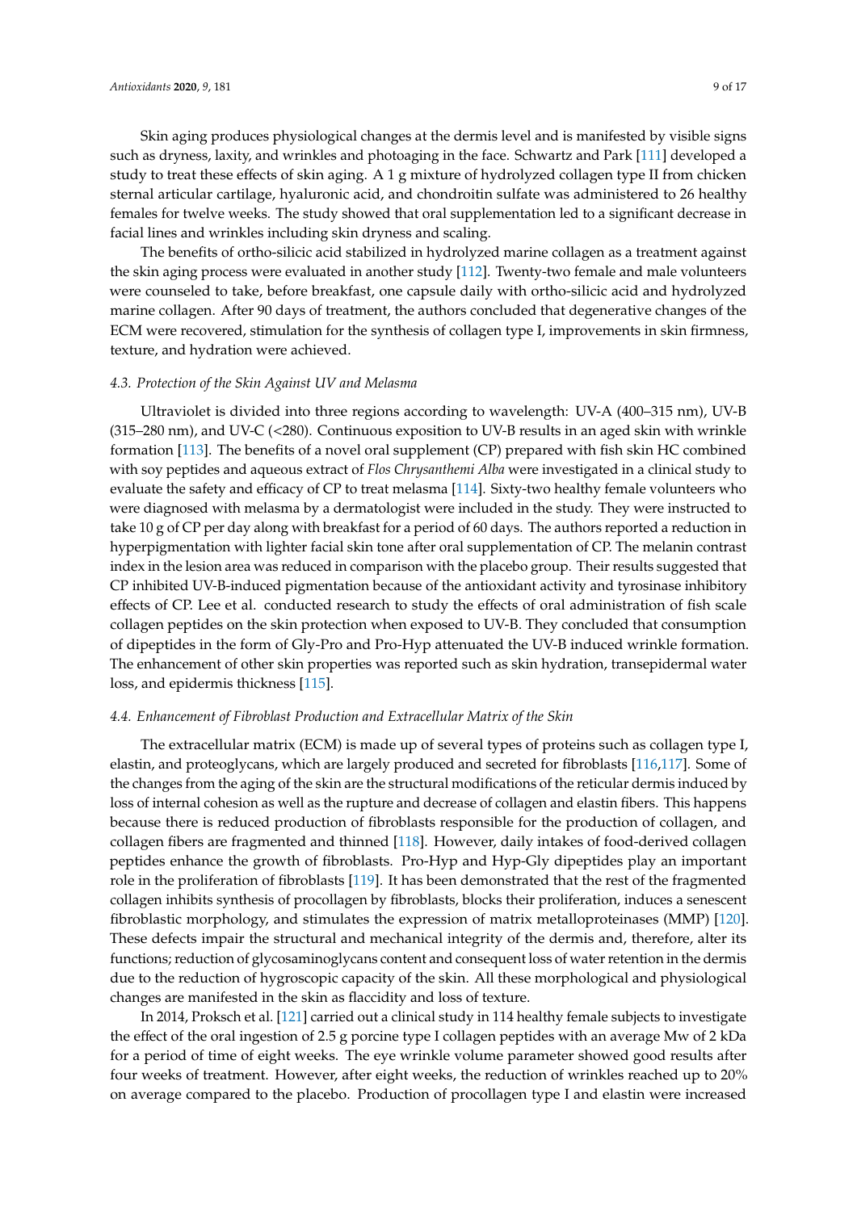Skin aging produces physiological changes at the dermis level and is manifested by visible signs such as dryness, laxity, and wrinkles and photoaging in the face. Schwartz and Park [111] developed a study to treat these effects of skin aging. A 1 g mixture of hydrolyzed collagen type II from chicken sternal articular cartilage, hyaluronic acid, and chondroitin sulfate was administered to 26 healthy females for twelve weeks. The study showed that oral supplementation led to a significant decrease in facial lines and wrinkles including skin dryness and scaling.

The benefits of ortho-silicic acid stabilized in hydrolyzed marine collagen as a treatment against the skin aging process were evaluated in another study [112]. Twenty-two female and male volunteers were counseled to take, before breakfast, one capsule daily with ortho-silicic acid and hydrolyzed marine collagen. After 90 days of treatment, the authors concluded that degenerative changes of the ECM were recovered, stimulation for the synthesis of collagen type I, improvements in skin firmness, texture, and hydration were achieved.

### *4.3. Protection of the Skin Against UV and Melasma*

Ultraviolet is divided into three regions according to wavelength: UV-A (400–315 nm), UV-B (315–280 nm), and UV-C (<280). Continuous exposition to UV-B results in an aged skin with wrinkle formation [113]. The benefits of a novel oral supplement (CP) prepared with fish skin HC combined with soy peptides and aqueous extract of *Flos Chrysanthemi Alba* were investigated in a clinical study to evaluate the safety and efficacy of CP to treat melasma [114]. Sixty-two healthy female volunteers who were diagnosed with melasma by a dermatologist were included in the study. They were instructed to take 10 g of CP per day along with breakfast for a period of 60 days. The authors reported a reduction in hyperpigmentation with lighter facial skin tone after oral supplementation of CP. The melanin contrast index in the lesion area was reduced in comparison with the placebo group. Their results suggested that CP inhibited UV-B-induced pigmentation because of the antioxidant activity and tyrosinase inhibitory effects of CP. Lee et al. conducted research to study the effects of oral administration of fish scale collagen peptides on the skin protection when exposed to UV-B. They concluded that consumption of dipeptides in the form of Gly-Pro and Pro-Hyp attenuated the UV-B induced wrinkle formation. The enhancement of other skin properties was reported such as skin hydration, transepidermal water loss, and epidermis thickness [115].

### *4.4. Enhancement of Fibroblast Production and Extracellular Matrix of the Skin*

The extracellular matrix (ECM) is made up of several types of proteins such as collagen type I, elastin, and proteoglycans, which are largely produced and secreted for fibroblasts [116,117]. Some of the changes from the aging of the skin are the structural modifications of the reticular dermis induced by loss of internal cohesion as well as the rupture and decrease of collagen and elastin fibers. This happens because there is reduced production of fibroblasts responsible for the production of collagen, and collagen fibers are fragmented and thinned [118]. However, daily intakes of food-derived collagen peptides enhance the growth of fibroblasts. Pro-Hyp and Hyp-Gly dipeptides play an important role in the proliferation of fibroblasts [119]. It has been demonstrated that the rest of the fragmented collagen inhibits synthesis of procollagen by fibroblasts, blocks their proliferation, induces a senescent fibroblastic morphology, and stimulates the expression of matrix metalloproteinases (MMP) [120]. These defects impair the structural and mechanical integrity of the dermis and, therefore, alter its functions; reduction of glycosaminoglycans content and consequent loss of water retention in the dermis due to the reduction of hygroscopic capacity of the skin. All these morphological and physiological changes are manifested in the skin as flaccidity and loss of texture.

In 2014, Proksch et al. [121] carried out a clinical study in 114 healthy female subjects to investigate the effect of the oral ingestion of 2.5 g porcine type I collagen peptides with an average Mw of 2 kDa for a period of time of eight weeks. The eye wrinkle volume parameter showed good results after four weeks of treatment. However, after eight weeks, the reduction of wrinkles reached up to 20% on average compared to the placebo. Production of procollagen type I and elastin were increased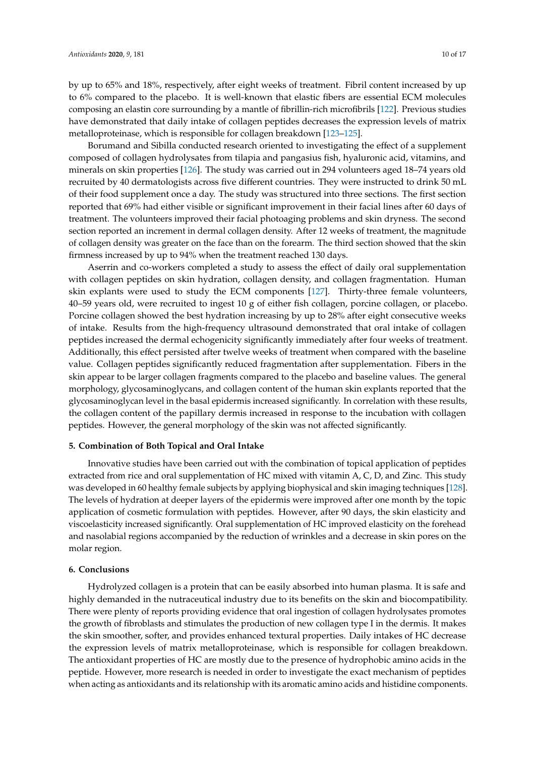by up to 65% and 18%, respectively, after eight weeks of treatment. Fibril content increased by up to 6% compared to the placebo. It is well-known that elastic fibers are essential ECM molecules composing an elastin core surrounding by a mantle of fibrillin-rich microfibrils [122]. Previous studies have demonstrated that daily intake of collagen peptides decreases the expression levels of matrix metalloproteinase, which is responsible for collagen breakdown [123–125].

Borumand and Sibilla conducted research oriented to investigating the effect of a supplement composed of collagen hydrolysates from tilapia and pangasius fish, hyaluronic acid, vitamins, and minerals on skin properties [126]. The study was carried out in 294 volunteers aged 18–74 years old recruited by 40 dermatologists across five different countries. They were instructed to drink 50 mL of their food supplement once a day. The study was structured into three sections. The first section reported that 69% had either visible or significant improvement in their facial lines after 60 days of treatment. The volunteers improved their facial photoaging problems and skin dryness. The second section reported an increment in dermal collagen density. After 12 weeks of treatment, the magnitude of collagen density was greater on the face than on the forearm. The third section showed that the skin firmness increased by up to 94% when the treatment reached 130 days.

Aserrin and co-workers completed a study to assess the effect of daily oral supplementation with collagen peptides on skin hydration, collagen density, and collagen fragmentation. Human skin explants were used to study the ECM components [127]. Thirty-three female volunteers, 40–59 years old, were recruited to ingest 10 g of either fish collagen, porcine collagen, or placebo. Porcine collagen showed the best hydration increasing by up to 28% after eight consecutive weeks of intake. Results from the high-frequency ultrasound demonstrated that oral intake of collagen peptides increased the dermal echogenicity significantly immediately after four weeks of treatment. Additionally, this effect persisted after twelve weeks of treatment when compared with the baseline value. Collagen peptides significantly reduced fragmentation after supplementation. Fibers in the skin appear to be larger collagen fragments compared to the placebo and baseline values. The general morphology, glycosaminoglycans, and collagen content of the human skin explants reported that the glycosaminoglycan level in the basal epidermis increased significantly. In correlation with these results, the collagen content of the papillary dermis increased in response to the incubation with collagen peptides. However, the general morphology of the skin was not affected significantly.

## 5. Combination of Both Topical and Oral Intake

Innovative studies have been carried out with the combination of topical application of peptides extracted from rice and oral supplementation of HC mixed with vitamin A, C, D, and Zinc. This study was developed in 60 healthy female subjects by applying biophysical and skin imaging techniques [128]. The levels of hydration at deeper layers of the epidermis were improved after one month by the topic application of cosmetic formulation with peptides. However, after 90 days, the skin elasticity and viscoelasticity increased significantly. Oral supplementation of HC improved elasticity on the forehead and nasolabial regions accompanied by the reduction of wrinkles and a decrease in skin pores on the molar region.

## 6. Conclusions

Hydrolyzed collagen is a protein that can be easily absorbed into human plasma. It is safe and highly demanded in the nutraceutical industry due to its benefits on the skin and biocompatibility. There were plenty of reports providing evidence that oral ingestion of collagen hydrolysates promotes the growth of fibroblasts and stimulates the production of new collagen type I in the dermis. It makes the skin smoother, softer, and provides enhanced textural properties. Daily intakes of HC decrease the expression levels of matrix metalloproteinase, which is responsible for collagen breakdown. The antioxidant properties of HC are mostly due to the presence of hydrophobic amino acids in the peptide. However, more research is needed in order to investigate the exact mechanism of peptides when acting as antioxidants and its relationship with its aromatic amino acids and histidine components.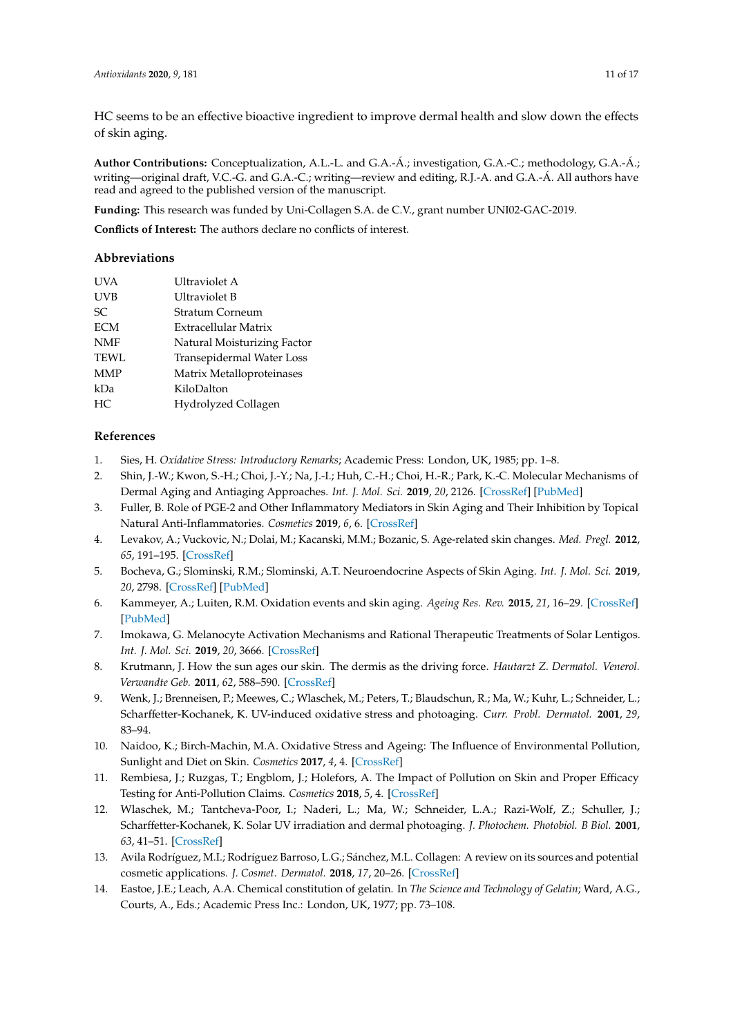HC seems to be an effective bioactive ingredient to improve dermal health and slow down the effects of skin aging.

**Author Contributions:** Conceptualization, A.L.-L. and G.A.-Á.; investigation, G.A.-C.; methodology, G.A.-Á.; writing—original draft, V.C.-G. and G.A.-C.; writing—review and editing, R.J.-A. and G.A.-Á. All authors have read and agreed to the published version of the manuscript.

**Funding:** This research was funded by Uni-Collagen S.A. de C.V., grant number UNI02-GAC-2019.

**Conflicts of Interest:** The authors declare no conflicts of interest.

## Abbreviations

| | |
|---|---|
| UVA | Ultraviolet A |
| UVB | Ultraviolet B |
| SC | Stratum Corneum |
| ECM | Extracellular Matrix |
| NMF | Natural Moisturizing Factor |
| TEWL | Transepidermal Water Loss |
| MMP | Matrix Metalloproteinases |
| kDa | KiloDalton |
| HC | Hydrolyzed Collagen |

## References

1. Sies, H. *Oxidative Stress: Introductory Remarks*; Academic Press: London, UK, 1985; pp. 1–8.
2. Shin, J.-W.; Kwon, S.-H.; Choi, J.-Y.; Na, J.-I.; Huh, C.-H.; Choi, H.-R.; Park, K.-C. Molecular Mechanisms of Dermal Aging and Antiaging Approaches. *Int. J. Mol. Sci.* **2019**, *20*, 2126. [CrossRef] [PubMed]
3. Fuller, B. Role of PGE-2 and Other Inflammatory Mediators in Skin Aging and Their Inhibition by Topical Natural Anti-Inflammatories. *Cosmetics* **2019**, *6*, 6. [CrossRef]
4. Levakov, A.; Vuckovic, N.; Dolai, M.; Kacanski, M.M.; Bozanic, S. Age-related skin changes. *Med. Pregl.* **2012**, *65*, 191–195. [CrossRef]
5. Bocheva, G.; Slominski, R.M.; Slominski, A.T. Neuroendocrine Aspects of Skin Aging. *Int. J. Mol. Sci.* **2019**, *20*, 2798. [CrossRef] [PubMed]
6. Kammeyer, A.; Luiten, R.M. Oxidation events and skin aging. *Ageing Res. Rev.* **2015**, *21*, 16–29. [CrossRef] [PubMed]
7. Imokawa, G. Melanocyte Activation Mechanisms and Rational Therapeutic Treatments of Solar Lentigos. *Int. J. Mol. Sci.* **2019**, *20*, 3666. [CrossRef]
8. Krutmann, J. How the sun ages our skin. The dermis as the driving force. *Hautarzt Z. Dermatol. Venerol. Verwandte Geb.* **2011**, *62*, 588–590. [CrossRef]
9. Wenk, J.; Brenneisen, P.; Meewes, C.; Wlaschek, M.; Peters, T.; Blaudschun, R.; Ma, W.; Kuhr, L.; Schneider, L.; Scharffetter-Kochanek, K. UV-induced oxidative stress and photoaging. *Curr. Probl. Dermatol.* **2001**, *29*, 83–94.
10. Naidoo, K.; Birch-Machin, M.A. Oxidative Stress and Ageing: The Influence of Environmental Pollution, Sunlight and Diet on Skin. *Cosmetics* **2017**, *4*, 4. [CrossRef]
11. Rembiesa, J.; Ruzgas, T.; Engblom, J.; Holefors, A. The Impact of Pollution on Skin and Proper Efficacy Testing for Anti-Pollution Claims. *Cosmetics* **2018**, *5*, 4. [CrossRef]
12. Wlaschek, M.; Tantcheva-Poor, I.; Naderi, L.; Ma, W.; Schneider, L.A.; Razi-Wolf, Z.; Schuller, J.; Scharffetter-Kochanek, K. Solar UV irradiation and dermal photoaging. *J. Photochem. Photobiol. B Biol.* **2001**, *63*, 41–51. [CrossRef]
13. Avila Rodríguez, M.I.; Rodríguez Barroso, L.G.; Sánchez, M.L. Collagen: A review on its sources and potential cosmetic applications. *J. Cosmet. Dermatol.* **2018**, *17*, 20–26. [CrossRef]
14. Eastoe, J.E.; Leach, A.A. Chemical constitution of gelatin. In *The Science and Technology of Gelatin*; Ward, A.G., Courts, A., Eds.; Academic Press Inc.: London, UK, 1977; pp. 73–108.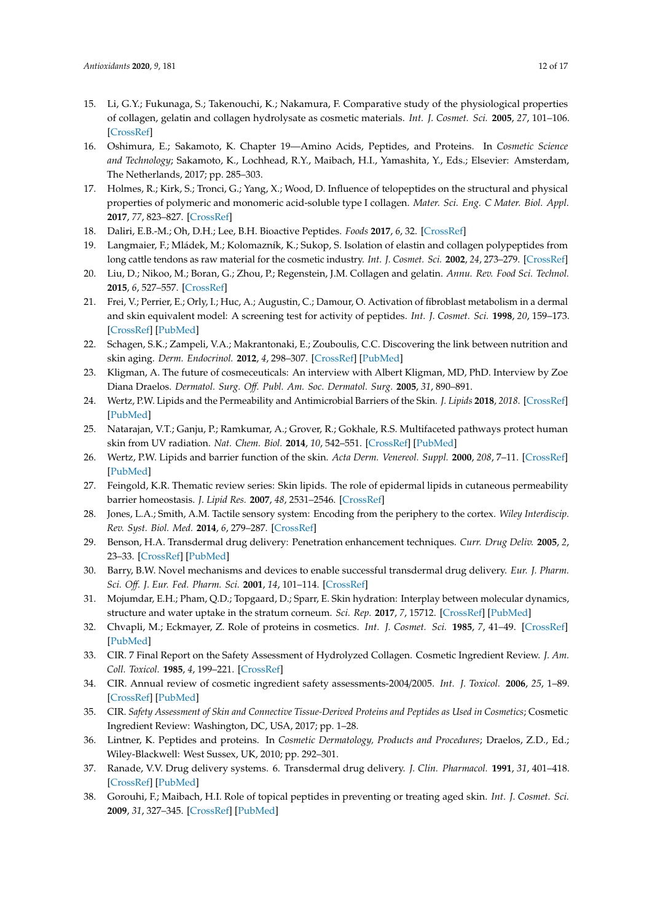15. Li, G.Y.; Fukunaga, S.; Takenouchi, K.; Nakamura, F. Comparative study of the physiological properties of collagen, gelatin and collagen hydrolysate as cosmetic materials. *Int. J. Cosmet. Sci.* **2005**, *27*, 101–106. [CrossRef]
16. Oshimura, E.; Sakamoto, K. Chapter 19—Amino Acids, Peptides, and Proteins. In *Cosmetic Science and Technology*; Sakamoto, K., Lochhead, R.Y., Maibach, H.I., Yamashita, Y., Eds.; Elsevier: Amsterdam, The Netherlands, 2017; pp. 285–303.
17. Holmes, R.; Kirk, S.; Tronci, G.; Yang, X.; Wood, D. Influence of telopeptides on the structural and physical properties of polymeric and monomeric acid-soluble type I collagen. *Mater. Sci. Eng. C Mater. Biol. Appl.* **2017**, *77*, 823–827. [CrossRef]
18. Daliri, E.B.-M.; Oh, D.H.; Lee, B.H. Bioactive Peptides. *Foods* **2017**, *6*, 32. [CrossRef]
19. Langmaier, F.; Mládek, M.; Kolomazník, K.; Sukop, S. Isolation of elastin and collagen polypeptides from long cattle tendons as raw material for the cosmetic industry. *Int. J. Cosmet. Sci.* **2002**, *24*, 273–279. [CrossRef]
20. Liu, D.; Nikoo, M.; Boran, G.; Zhou, P.; Regenstein, J.M. Collagen and gelatin. *Annu. Rev. Food Sci. Technol.* **2015**, *6*, 527–557. [CrossRef]
21. Frei, V.; Perrier, E.; Orly, I.; Huc, A.; Augustin, C.; Damour, O. Activation of fibroblast metabolism in a dermal and skin equivalent model: A screening test for activity of peptides. *Int. J. Cosmet. Sci.* **1998**, *20*, 159–173. [CrossRef] [PubMed]
22. Schagen, S.K.; Zampeli, V.A.; Makrantonaki, E.; Zouboulis, C.C. Discovering the link between nutrition and skin aging. *Derm. Endocrinol.* **2012**, *4*, 298–307. [CrossRef] [PubMed]
23. Kligman, A. The future of cosmeceuticals: An interview with Albert Kligman, MD, PhD. Interview by Zoe Diana Draelos. *Dermatol. Surg. Off. Publ. Am. Soc. Dermatol. Surg.* **2005**, *31*, 890–891.
24. Wertz, P.W. Lipids and the Permeability and Antimicrobial Barriers of the Skin. *J. Lipids* **2018**, *2018*. [CrossRef] [PubMed]
25. Natarajan, V.T.; Ganju, P.; Ramkumar, A.; Grover, R.; Gokhale, R.S. Multifaceted pathways protect human skin from UV radiation. *Nat. Chem. Biol.* **2014**, *10*, 542–551. [CrossRef] [PubMed]
26. Wertz, P.W. Lipids and barrier function of the skin. *Acta Derm. Venereol. Suppl.* **2000**, *208*, 7–11. [CrossRef] [PubMed]
27. Feingold, K.R. Thematic review series: Skin lipids. The role of epidermal lipids in cutaneous permeability barrier homeostasis. *J. Lipid Res.* **2007**, *48*, 2531–2546. [CrossRef]
28. Jones, L.A.; Smith, A.M. Tactile sensory system: Encoding from the periphery to the cortex. *Wiley Interdiscip. Rev. Syst. Biol. Med.* **2014**, *6*, 279–287. [CrossRef]
29. Benson, H.A. Transdermal drug delivery: Penetration enhancement techniques. *Curr. Drug Deliv.* **2005**, *2*, 23–33. [CrossRef] [PubMed]
30. Barry, B.W. Novel mechanisms and devices to enable successful transdermal drug delivery. *Eur. J. Pharm. Sci. Off. J. Eur. Fed. Pharm. Sci.* **2001**, *14*, 101–114. [CrossRef]
31. Mojumdar, E.H.; Pham, Q.D.; Topgaard, D.; Sparr, E. Skin hydration: Interplay between molecular dynamics, structure and water uptake in the stratum corneum. *Sci. Rep.* **2017**, *7*, 15712. [CrossRef] [PubMed]
32. Chvapli, M.; Eckmayer, Z. Role of proteins in cosmetics. *Int. J. Cosmet. Sci.* **1985**, *7*, 41–49. [CrossRef] [PubMed]
33. CIR. 7 Final Report on the Safety Assessment of Hydrolyzed Collagen. Cosmetic Ingredient Review. *J. Am. Coll. Toxicol.* **1985**, *4*, 199–221. [CrossRef]
34. CIR. Annual review of cosmetic ingredient safety assessments-2004/2005. *Int. J. Toxicol.* **2006**, *25*, 1–89. [CrossRef] [PubMed]
35. CIR. *Safety Assessment of Skin and Connective Tissue-Derived Proteins and Peptides as Used in Cosmetics*; Cosmetic Ingredient Review: Washington, DC, USA, 2017; pp. 1–28.
36. Lintner, K. Peptides and proteins. In *Cosmetic Dermatology, Products and Procedures*; Draelos, Z.D., Ed.; Wiley-Blackwell: West Sussex, UK, 2010; pp. 292–301.
37. Ranade, V.V. Drug delivery systems. 6. Transdermal drug delivery. *J. Clin. Pharmacol.* **1991**, *31*, 401–418. [CrossRef] [PubMed]
38. Gorouhi, F.; Maibach, H.I. Role of topical peptides in preventing or treating aged skin. *Int. J. Cosmet. Sci.* **2009**, *31*, 327–345. [CrossRef] [PubMed]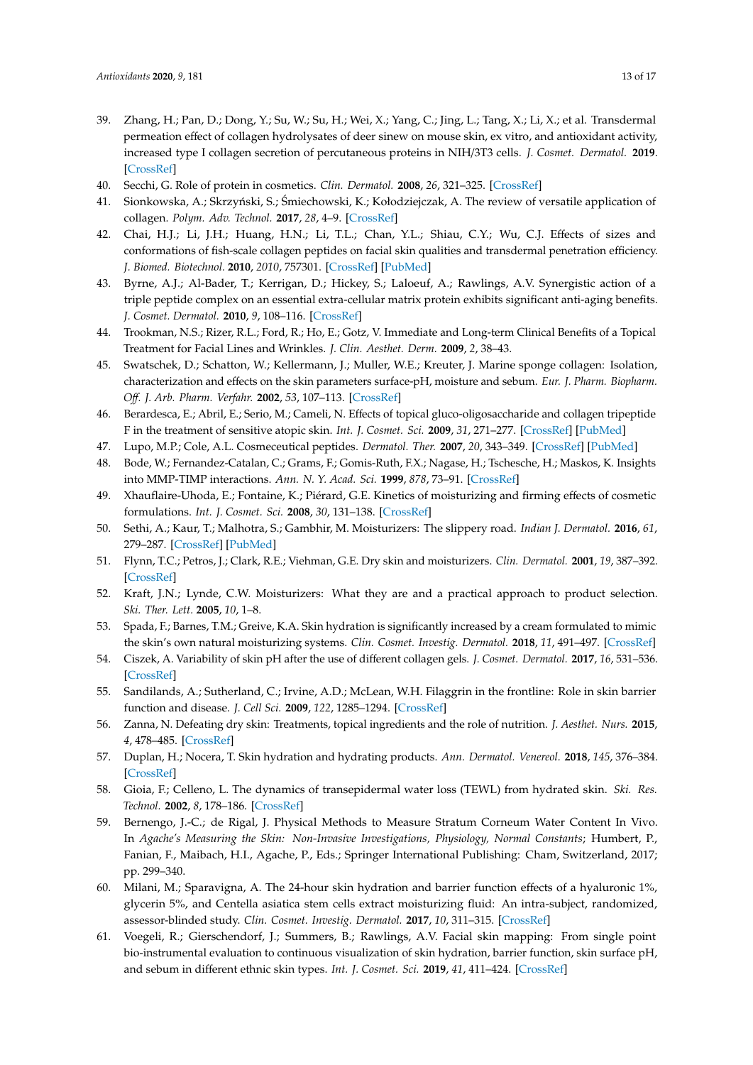39. Zhang, H.; Pan, D.; Dong, Y.; Su, W.; Su, H.; Wei, X.; Yang, C.; Jing, L.; Tang, X.; Li, X.; et al. Transdermal permeation effect of collagen hydrolysates of deer sinew on mouse skin, ex vitro, and antioxidant activity, increased type I collagen secretion of percutaneous proteins in NIH/3T3 cells. *J. Cosmet. Dermatol.* **2019**. [CrossRef]
40. Secchi, G. Role of protein in cosmetics. *Clin. Dermatol.* **2008**, *26*, 321–325. [CrossRef]
41. Sionkowska, A.; Skrzyński, S.; Śmiechowski, K.; Kołodziejczak, A. The review of versatile application of collagen. *Polym. Adv. Technol.* **2017**, *28*, 4–9. [CrossRef]
42. Chai, H.J.; Li, J.H.; Huang, H.N.; Li, T.L.; Chan, Y.L.; Shiau, C.Y.; Wu, C.J. Effects of sizes and conformations of fish-scale collagen peptides on facial skin qualities and transdermal penetration efficiency. *J. Biomed. Biotechnol.* **2010**, *2010*, 757301. [CrossRef] [PubMed]
43. Byrne, A.J.; Al-Bader, T.; Kerrigan, D.; Hickey, S.; Laloeuf, A.; Rawlings, A.V. Synergistic action of a triple peptide complex on an essential extra-cellular matrix protein exhibits significant anti-aging benefits. *J. Cosmet. Dermatol.* **2010**, *9*, 108–116. [CrossRef]
44. Trookman, N.S.; Rizer, R.L.; Ford, R.; Ho, E.; Gotz, V. Immediate and Long-term Clinical Benefits of a Topical Treatment for Facial Lines and Wrinkles. *J. Clin. Aesthet. Derm.* **2009**, *2*, 38–43.
45. Swatschek, D.; Schatton, W.; Kellermann, J.; Muller, W.E.; Kreuter, J. Marine sponge collagen: Isolation, characterization and effects on the skin parameters surface-pH, moisture and sebum. *Eur. J. Pharm. Biopharm. Off. J. Arb. Pharm. Verfahr.* **2002**, *53*, 107–113. [CrossRef]
46. Berardesca, E.; Abril, E.; Serio, M.; Cameli, N. Effects of topical gluco-oligosaccharide and collagen tripeptide F in the treatment of sensitive atopic skin. *Int. J. Cosmet. Sci.* **2009**, *31*, 271–277. [CrossRef] [PubMed]
47. Lupo, M.P.; Cole, A.L. Cosmeceutical peptides. *Dermatol. Ther.* **2007**, *20*, 343–349. [CrossRef] [PubMed]
48. Bode, W.; Fernandez-Catalan, C.; Grams, F.; Gomis-Ruth, F.X.; Nagase, H.; Tschesche, H.; Maskos, K. Insights into MMP-TIMP interactions. *Ann. N. Y. Acad. Sci.* **1999**, *878*, 73–91. [CrossRef]
49. Xhauflaire-Uhoda, E.; Fontaine, K.; Piérard, G.E. Kinetics of moisturizing and firming effects of cosmetic formulations. *Int. J. Cosmet. Sci.* **2008**, *30*, 131–138. [CrossRef]
50. Sethi, A.; Kaur, T.; Malhotra, S.; Gambhir, M. Moisturizers: The slippery road. *Indian J. Dermatol.* **2016**, *61*, 279–287. [CrossRef] [PubMed]
51. Flynn, T.C.; Petros, J.; Clark, R.E.; Viehman, G.E. Dry skin and moisturizers. *Clin. Dermatol.* **2001**, *19*, 387–392. [CrossRef]
52. Kraft, J.N.; Lynde, C.W. Moisturizers: What they are and a practical approach to product selection. *Ski. Ther. Lett.* **2005**, *10*, 1–8.
53. Spada, F.; Barnes, T.M.; Greive, K.A. Skin hydration is significantly increased by a cream formulated to mimic the skin's own natural moisturizing systems. *Clin. Cosmet. Investig. Dermatol.* **2018**, *11*, 491–497. [CrossRef]
54. Ciszek, A. Variability of skin pH after the use of different collagen gels. *J. Cosmet. Dermatol.* **2017**, *16*, 531–536. [CrossRef]
55. Sandilands, A.; Sutherland, C.; Irvine, A.D.; McLean, W.H. Filaggrin in the frontline: Role in skin barrier function and disease. *J. Cell Sci.* **2009**, *122*, 1285–1294. [CrossRef]
56. Zanna, N. Defeating dry skin: Treatments, topical ingredients and the role of nutrition. *J. Aesthet. Nurs.* **2015**, *4*, 478–485. [CrossRef]
57. Duplan, H.; Nocera, T. Skin hydration and hydrating products. *Ann. Dermatol. Venereol.* **2018**, *145*, 376–384. [CrossRef]
58. Gioia, F.; Celleno, L. The dynamics of transepidermal water loss (TEWL) from hydrated skin. *Ski. Res. Technol.* **2002**, *8*, 178–186. [CrossRef]
59. Bernengo, J.-C.; de Rigal, J. Physical Methods to Measure Stratum Corneum Water Content In Vivo. In *Agache's Measuring the Skin: Non-Invasive Investigations, Physiology, Normal Constants*; Humbert, P., Fanian, F., Maibach, H.I., Agache, P., Eds.; Springer International Publishing: Cham, Switzerland, 2017; pp. 299–340.
60. Milani, M.; Sparavigna, A. The 24-hour skin hydration and barrier function effects of a hyaluronic 1%, glycerin 5%, and Centella asiatica stem cells extract moisturizing fluid: An intra-subject, randomized, assessor-blinded study. *Clin. Cosmet. Investig. Dermatol.* **2017**, *10*, 311–315. [CrossRef]
61. Voegeli, R.; Gierschendorf, J.; Summers, B.; Rawlings, A.V. Facial skin mapping: From single point bio-instrumental evaluation to continuous visualization of skin hydration, barrier function, skin surface pH, and sebum in different ethnic skin types. *Int. J. Cosmet. Sci.* **2019**, *41*, 411–424. [CrossRef]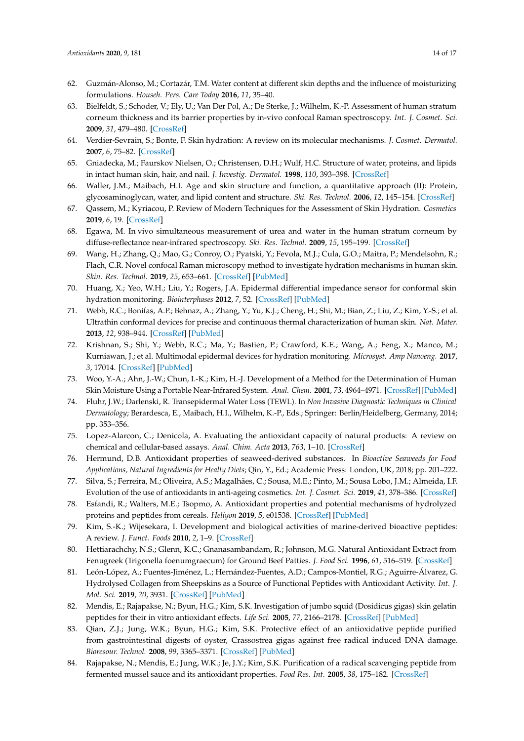62. Guzmán-Alonso, M.; Cortazár, T.M. Water content at different skin depths and the influence of moisturizing formulations. *Househ. Pers. Care Today* **2016**, *11*, 35–40.
63. Bielfeldt, S.; Schoder, V.; Ely, U.; Van Der Pol, A.; De Sterke, J.; Wilhelm, K.-P. Assessment of human stratum corneum thickness and its barrier properties by in-vivo confocal Raman spectroscopy. *Int. J. Cosmet. Sci.* **2009**, *31*, 479–480. [CrossRef]
64. Verdier-Sevrain, S.; Bonte, F. Skin hydration: A review on its molecular mechanisms. *J. Cosmet. Dermatol.* **2007**, *6*, 75–82. [CrossRef]
65. Gniadecka, M.; Faurskov Nielsen, O.; Christensen, D.H.; Wulf, H.C. Structure of water, proteins, and lipids in intact human skin, hair, and nail. *J. Investig. Dermatol.* **1998**, *110*, 393–398. [CrossRef]
66. Waller, J.M.; Maibach, H.I. Age and skin structure and function, a quantitative approach (II): Protein, glycosaminoglycan, water, and lipid content and structure. *Ski. Res. Technol.* **2006**, *12*, 145–154. [CrossRef]
67. Qassem, M.; Kyriacou, P. Review of Modern Techniques for the Assessment of Skin Hydration. *Cosmetics* **2019**, *6*, 19. [CrossRef]
68. Egawa, M. In vivo simultaneous measurement of urea and water in the human stratum corneum by diffuse-reflectance near-infrared spectroscopy. *Ski. Res. Technol.* **2009**, *15*, 195–199. [CrossRef]
69. Wang, H.; Zhang, Q.; Mao, G.; Conroy, O.; Pyatski, Y.; Fevola, M.J.; Cula, G.O.; Maitra, P.; Mendelsohn, R.; Flach, C.R. Novel confocal Raman microscopy method to investigate hydration mechanisms in human skin. *Skin. Res. Technol.* **2019**, *25*, 653–661. [CrossRef] [PubMed]
70. Huang, X.; Yeo, W.H.; Liu, Y.; Rogers, J.A. Epidermal differential impedance sensor for conformal skin hydration monitoring. *Biointerphases* **2012**, *7*, 52. [CrossRef] [PubMed]
71. Webb, R.C.; Bonifas, A.P.; Behnaz, A.; Zhang, Y.; Yu, K.J.; Cheng, H.; Shi, M.; Bian, Z.; Liu, Z.; Kim, Y.-S.; et al. Ultrathin conformal devices for precise and continuous thermal characterization of human skin. *Nat. Mater.* **2013**, *12*, 938–944. [CrossRef] [PubMed]
72. Krishnan, S.; Shi, Y.; Webb, R.C.; Ma, Y.; Bastien, P.; Crawford, K.E.; Wang, A.; Feng, X.; Manco, M.; Kurniawan, J.; et al. Multimodal epidermal devices for hydration monitoring. *Microsyst. Amp Nanoeng.* **2017**, *3*, 17014. [CrossRef] [PubMed]
73. Woo, Y.-A.; Ahn, J.-W.; Chun, I.-K.; Kim, H.-J. Development of a Method for the Determination of Human Skin Moisture Using a Portable Near-Infrared System. *Anal. Chem.* **2001**, *73*, 4964–4971. [CrossRef] [PubMed]
74. Fluhr, J.W.; Darlenski, R. Transepidermal Water Loss (TEWL). In *Non Invasive Diagnostic Techniques in Clinical Dermatology*; Berardesca, E., Maibach, H.I., Wilhelm, K.-P., Eds.; Springer: Berlin/Heidelberg, Germany, 2014; pp. 353–356.
75. Lopez-Alarcon, C.; Denicola, A. Evaluating the antioxidant capacity of natural products: A review on chemical and cellular-based assays. *Anal. Chim. Acta* **2013**, *763*, 1–10. [CrossRef]
76. Hermund, D.B. Antioxidant properties of seaweed-derived substances. In *Bioactive Seaweeds for Food Applications, Natural Ingredients for Healty Diets*; Qin, Y., Ed.; Academic Press: London, UK, 2018; pp. 201–222.
77. Silva, S.; Ferreira, M.; Oliveira, A.S.; Magalhães, C.; Sousa, M.E.; Pinto, M.; Sousa Lobo, J.M.; Almeida, I.F. Evolution of the use of antioxidants in anti-ageing cosmetics. *Int. J. Cosmet. Sci.* **2019**, *41*, 378–386. [CrossRef]
78. Esfandi, R.; Walters, M.E.; Tsopmo, A. Antioxidant properties and potential mechanisms of hydrolyzed proteins and peptides from cereals. *Heliyon* **2019**, *5*, e01538. [CrossRef] [PubMed]
79. Kim, S.-K.; Wijesekara, I. Development and biological activities of marine-derived bioactive peptides: A review. *J. Funct. Foods* **2010**, *2*, 1–9. [CrossRef]
80. Hettiarachchy, N.S.; Glenn, K.C.; Gnanasambandam, R.; Johnson, M.G. Natural Antioxidant Extract from Fenugreek (Trigonella foenumgraecum) for Ground Beef Patties. *J. Food Sci.* **1996**, *61*, 516–519. [CrossRef]
81. León-López, A.; Fuentes-Jiménez, L.; Hernández-Fuentes, A.D.; Campos-Montiel, R.G.; Aguirre-Álvarez, G. Hydrolysed Collagen from Sheepskins as a Source of Functional Peptides with Antioxidant Activity. *Int. J. Mol. Sci.* **2019**, *20*, 3931. [CrossRef] [PubMed]
82. Mendis, E.; Rajapakse, N.; Byun, H.G.; Kim, S.K. Investigation of jumbo squid (Dosidicus gigas) skin gelatin peptides for their in vitro antioxidant effects. *Life Sci.* **2005**, *77*, 2166–2178. [CrossRef] [PubMed]
83. Qian, Z.J.; Jung, W.K.; Byun, H.G.; Kim, S.K. Protective effect of an antioxidative peptide purified from gastrointestinal digests of oyster, Crassostrea gigas against free radical induced DNA damage. *Bioresour. Technol.* **2008**, *99*, 3365–3371. [CrossRef] [PubMed]
84. Rajapakse, N.; Mendis, E.; Jung, W.K.; Je, J.Y.; Kim, S.K. Purification of a radical scavenging peptide from fermented mussel sauce and its antioxidant properties. *Food Res. Int.* **2005**, *38*, 175–182. [CrossRef]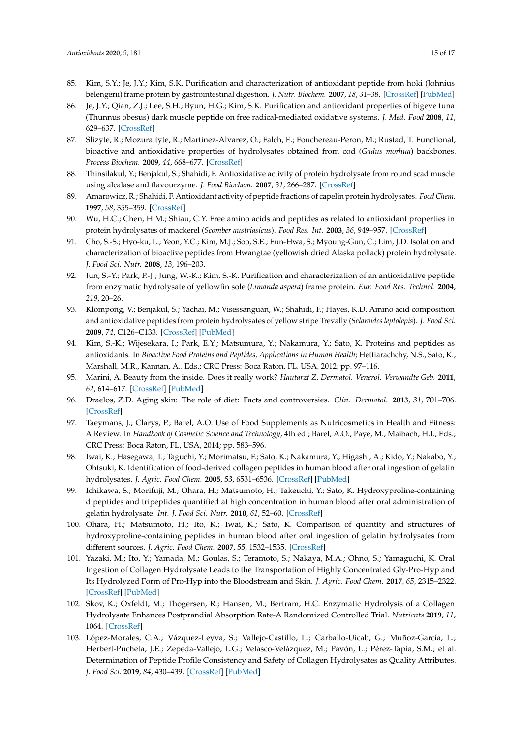85. Kim, S.Y.; Je, J.Y.; Kim, S.K. Purification and characterization of antioxidant peptide from hoki (Johnius belengerii) frame protein by gastrointestinal digestion. *J. Nutr. Biochem.* **2007**, *18*, 31–38. [CrossRef] [PubMed]
86. Je, J.Y.; Qian, Z.J.; Lee, S.H.; Byun, H.G.; Kim, S.K. Purification and antioxidant properties of bigeye tuna (Thunnus obesus) dark muscle peptide on free radical-mediated oxidative systems. *J. Med. Food* **2008**, *11*, 629–637. [CrossRef]
87. Slizyte, R.; Mozuraityte, R.; Martinez-Alvarez, O.; Falch, E.; Fouchereau-Peron, M.; Rustad, T. Functional, bioactive and antioxidative properties of hydrolysates obtained from cod (*Gadus morhua*) backbones. *Process Biochem.* **2009**, *44*, 668–677. [CrossRef]
88. Thinsilakul, Y.; Benjakul, S.; Shahidi, F. Antioxidative activity of protein hydrolysate from round scad muscle using alcalase and flavourzyme. *J. Food Biochem.* **2007**, *31*, 266–287. [CrossRef]
89. Amarowicz, R.; Shahidi, F. Antioxidant activity of peptide fractions of capelin protein hydrolysates. *Food Chem.* **1997**, *58*, 355–359. [CrossRef]
90. Wu, H.C.; Chen, H.M.; Shiau, C.Y. Free amino acids and peptides as related to antioxidant properties in protein hydrolysates of mackerel (*Scomber austriasicus*). *Food Res. Int.* **2003**, *36*, 949–957. [CrossRef]
91. Cho, S.-S.; Hyo-ku, L.; Yeon, Y.C.; Kim, M.J.; Soo, S.E.; Eun-Hwa, S.; Myoung-Gun, C.; Lim, J.D. Isolation and characterization of bioactive peptides from Hwangtae (yellowish dried Alaska pollack) protein hydrolysate. *J. Food Sci. Nutr.* **2008**, *13*, 196–203.
92. Jun, S.-Y.; Park, P.-J.; Jung, W.-K.; Kim, S.-K. Purification and characterization of an antioxidative peptide from enzymatic hydrolysate of yellowfin sole (*Limanda aspera*) frame protein. *Eur. Food Res. Technol.* **2004**, *219*, 20–26.
93. Klompong, V.; Benjakul, S.; Yachai, M.; Visessanguan, W.; Shahidi, F.; Hayes, K.D. Amino acid composition and antioxidative peptides from protein hydrolysates of yellow stripe Trevally (*Selaroides leptolepis*). *J. Food Sci.* **2009**, *74*, C126–C133. [CrossRef] [PubMed]
94. Kim, S.-K.; Wijesekara, I.; Park, E.Y.; Matsumura, Y.; Nakamura, Y.; Sato, K. Proteins and peptides as antioxidants. In *Bioactive Food Proteins and Peptides, Applications in Human Health*; Hettiarachchy, N.S., Sato, K., Marshall, M.R., Kannan, A., Eds.; CRC Press: Boca Raton, FL, USA, 2012; pp. 97–116.
95. Marini, A. Beauty from the inside. Does it really work? *Hautarzt Z. Dermatol. Venerol. Verwandte Geb.* **2011**, *62*, 614–617. [CrossRef] [PubMed]
96. Draelos, Z.D. Aging skin: The role of diet: Facts and controversies. *Clin. Dermatol.* **2013**, *31*, 701–706. [CrossRef]
97. Taeymans, J.; Clarys, P.; Barel, A.O. Use of Food Supplements as Nutricosmetics in Health and Fitness: A Review. In *Handbook of Cosmetic Science and Technology*, 4th ed.; Barel, A.O., Paye, M., Maibach, H.I., Eds.; CRC Press: Boca Raton, FL, USA, 2014; pp. 583–596.
98. Iwai, K.; Hasegawa, T.; Taguchi, Y.; Morimatsu, F.; Sato, K.; Nakamura, Y.; Higashi, A.; Kido, Y.; Nakabo, Y.; Ohtsuki, K. Identification of food-derived collagen peptides in human blood after oral ingestion of gelatin hydrolysates. *J. Agric. Food Chem.* **2005**, *53*, 6531–6536. [CrossRef] [PubMed]
99. Ichikawa, S.; Morifuji, M.; Ohara, H.; Matsumoto, H.; Takeuchi, Y.; Sato, K. Hydroxyproline-containing dipeptides and tripeptides quantified at high concentration in human blood after oral administration of gelatin hydrolysate. *Int. J. Food Sci. Nutr.* **2010**, *61*, 52–60. [CrossRef]
100. Ohara, H.; Matsumoto, H.; Ito, K.; Iwai, K.; Sato, K. Comparison of quantity and structures of hydroxyproline-containing peptides in human blood after oral ingestion of gelatin hydrolysates from different sources. *J. Agric. Food Chem.* **2007**, *55*, 1532–1535. [CrossRef]
101. Yazaki, M.; Ito, Y.; Yamada, M.; Goulas, S.; Teramoto, S.; Nakaya, M.A.; Ohno, S.; Yamaguchi, K. Oral Ingestion of Collagen Hydrolysate Leads to the Transportation of Highly Concentrated Gly-Pro-Hyp and Its Hydrolyzed Form of Pro-Hyp into the Bloodstream and Skin. *J. Agric. Food Chem.* **2017**, *65*, 2315–2322. [CrossRef] [PubMed]
102. Skov, K.; Oxfeldt, M.; Thogersen, R.; Hansen, M.; Bertram, H.C. Enzymatic Hydrolysis of a Collagen Hydrolysate Enhances Postprandial Absorption Rate-A Randomized Controlled Trial. *Nutrients* **2019**, *11*, 1064. [CrossRef]
103. López-Morales, C.A.; Vázquez-Leyva, S.; Vallejo-Castillo, L.; Carballo-Uicab, G.; Muñoz-García, L.; Herbert-Pucheta, J.E.; Zepeda-Vallejo, L.G.; Velasco-Velázquez, M.; Pavón, L.; Pérez-Tapia, S.M.; et al. Determination of Peptide Profile Consistency and Safety of Collagen Hydrolysates as Quality Attributes. *J. Food Sci.* **2019**, *84*, 430–439. [CrossRef] [PubMed]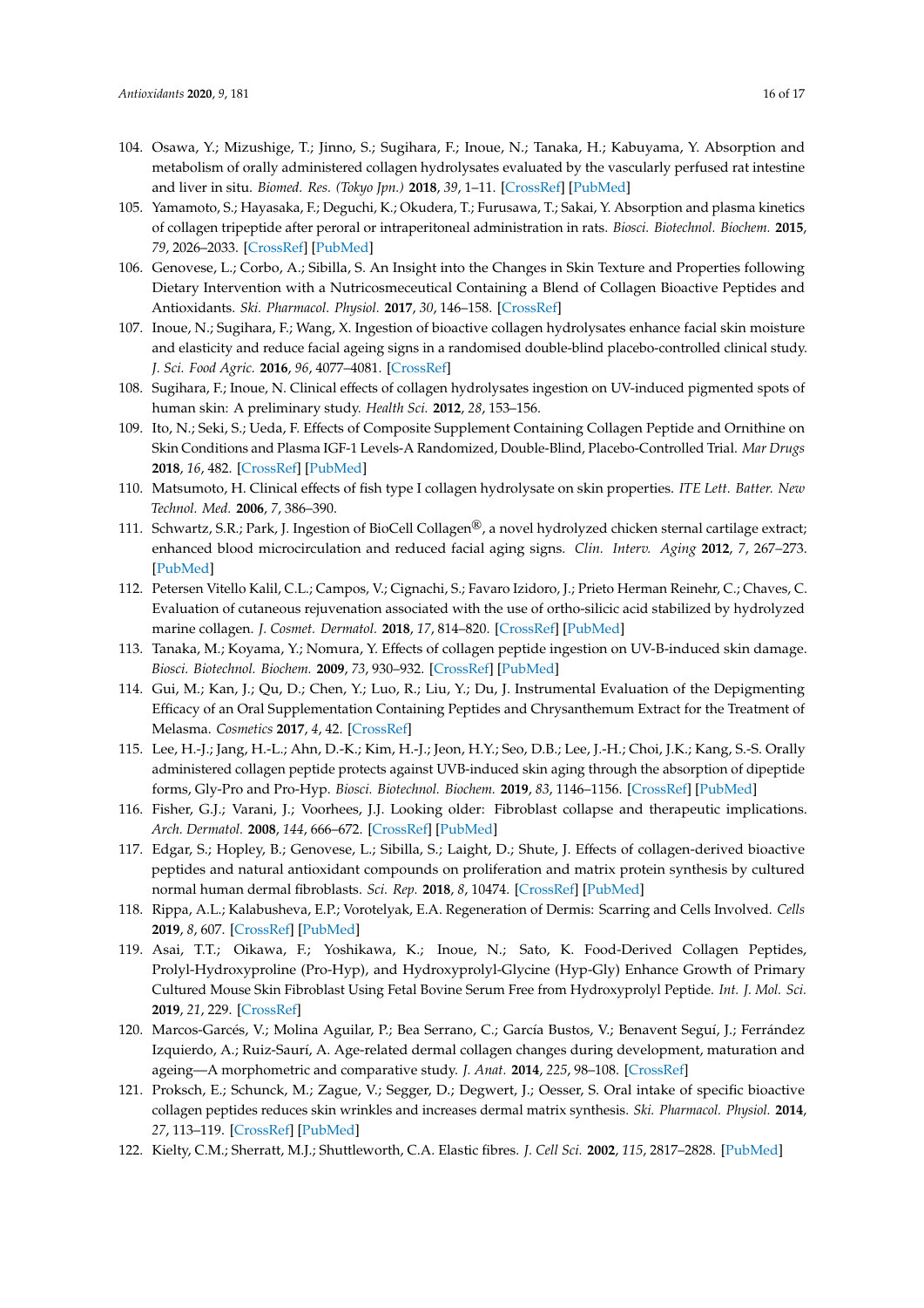104. Osawa, Y.; Mizushige, T.; Jinno, S.; Sugihara, F.; Inoue, N.; Tanaka, H.; Kabuyama, Y. Absorption and metabolism of orally administered collagen hydrolysates evaluated by the vascularly perfused rat intestine and liver in situ. *Biomed. Res. (Tokyo Jpn.)* **2018**, *39*, 1–11. [CrossRef] [PubMed]
105. Yamamoto, S.; Hayasaka, F.; Deguchi, K.; Okudera, T.; Furusawa, T.; Sakai, Y. Absorption and plasma kinetics of collagen tripeptide after peroral or intraperitoneal administration in rats. *Biosci. Biotechnol. Biochem.* **2015**, *79*, 2026–2033. [CrossRef] [PubMed]
106. Genovese, L.; Corbo, A.; Sibilla, S. An Insight into the Changes in Skin Texture and Properties following Dietary Intervention with a Nutricosmeceutical Containing a Blend of Collagen Bioactive Peptides and Antioxidants. *Ski. Pharmacol. Physiol.* **2017**, *30*, 146–158. [CrossRef]
107. Inoue, N.; Sugihara, F.; Wang, X. Ingestion of bioactive collagen hydrolysates enhance facial skin moisture and elasticity and reduce facial ageing signs in a randomised double-blind placebo-controlled clinical study. *J. Sci. Food Agric.* **2016**, *96*, 4077–4081. [CrossRef]
108. Sugihara, F.; Inoue, N. Clinical effects of collagen hydrolysates ingestion on UV-induced pigmented spots of human skin: A preliminary study. *Health Sci.* **2012**, *28*, 153–156.
109. Ito, N.; Seki, S.; Ueda, F. Effects of Composite Supplement Containing Collagen Peptide and Ornithine on Skin Conditions and Plasma IGF-1 Levels-A Randomized, Double-Blind, Placebo-Controlled Trial. *Mar Drugs* **2018**, *16*, 482. [CrossRef] [PubMed]
110. Matsumoto, H. Clinical effects of fish type I collagen hydrolysate on skin properties. *ITE Lett. Batter. New Technol. Med.* **2006**, *7*, 386–390.
111. Schwartz, S.R.; Park, J. Ingestion of BioCell Collagen®, a novel hydrolyzed chicken sternal cartilage extract; enhanced blood microcirculation and reduced facial aging signs. *Clin. Interv. Aging* **2012**, *7*, 267–273. [PubMed]
112. Petersen Vitello Kalil, C.L.; Campos, V.; Cignachi, S.; Favaro Izidoro, J.; Prieto Herman Reinehr, C.; Chaves, C. Evaluation of cutaneous rejuvenation associated with the use of ortho-silicic acid stabilized by hydrolyzed marine collagen. *J. Cosmet. Dermatol.* **2018**, *17*, 814–820. [CrossRef] [PubMed]
113. Tanaka, M.; Koyama, Y.; Nomura, Y. Effects of collagen peptide ingestion on UV-B-induced skin damage. *Biosci. Biotechnol. Biochem.* **2009**, *73*, 930–932. [CrossRef] [PubMed]
114. Gui, M.; Kan, J.; Qu, D.; Chen, Y.; Luo, R.; Liu, Y.; Du, J. Instrumental Evaluation of the Depigmenting Efficacy of an Oral Supplementation Containing Peptides and Chrysanthemum Extract for the Treatment of Melasma. *Cosmetics* **2017**, *4*, 42. [CrossRef]
115. Lee, H.-J.; Jang, H.-L.; Ahn, D.-K.; Kim, H.-J.; Jeon, H.Y.; Seo, D.B.; Lee, J.-H.; Choi, J.K.; Kang, S.-S. Orally administered collagen peptide protects against UVB-induced skin aging through the absorption of dipeptide forms, Gly-Pro and Pro-Hyp. *Biosci. Biotechnol. Biochem.* **2019**, *83*, 1146–1156. [CrossRef] [PubMed]
116. Fisher, G.J.; Varani, J.; Voorhees, J.J. Looking older: Fibroblast collapse and therapeutic implications. *Arch. Dermatol.* **2008**, *144*, 666–672. [CrossRef] [PubMed]
117. Edgar, S.; Hopley, B.; Genovese, L.; Sibilla, S.; Laight, D.; Shute, J. Effects of collagen-derived bioactive peptides and natural antioxidant compounds on proliferation and matrix protein synthesis by cultured normal human dermal fibroblasts. *Sci. Rep.* **2018**, *8*, 10474. [CrossRef] [PubMed]
118. Rippa, A.L.; Kalabusheva, E.P.; Vorotelyak, E.A. Regeneration of Dermis: Scarring and Cells Involved. *Cells* **2019**, *8*, 607. [CrossRef] [PubMed]
119. Asai, T.T.; Oikawa, F.; Yoshikawa, K.; Inoue, N.; Sato, K. Food-Derived Collagen Peptides, Prolyl-Hydroxyproline (Pro-Hyp), and Hydroxyprolyl-Glycine (Hyp-Gly) Enhance Growth of Primary Cultured Mouse Skin Fibroblast Using Fetal Bovine Serum Free from Hydroxyprolyl Peptide. *Int. J. Mol. Sci.* **2019**, *21*, 229. [CrossRef]
120. Marcos-Garcés, V.; Molina Aguilar, P.; Bea Serrano, C.; García Bustos, V.; Benavent Seguí, J.; Ferrández Izquierdo, A.; Ruiz-Saurí, A. Age-related dermal collagen changes during development, maturation and ageing—A morphometric and comparative study. *J. Anat.* **2014**, *225*, 98–108. [CrossRef]
121. Proksch, E.; Schunck, M.; Zague, V.; Segger, D.; Degwert, J.; Oesser, S. Oral intake of specific bioactive collagen peptides reduces skin wrinkles and increases dermal matrix synthesis. *Ski. Pharmacol. Physiol.* **2014**, *27*, 113–119. [CrossRef] [PubMed]
122. Kielty, C.M.; Sherratt, M.J.; Shuttleworth, C.A. Elastic fibres. *J. Cell Sci.* **2002**, *115*, 2817–2828. [PubMed]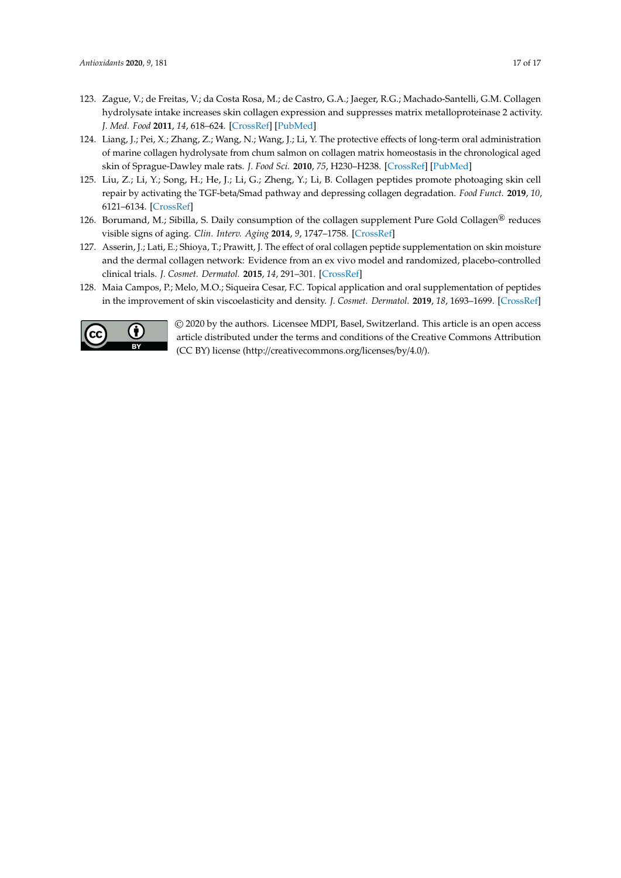123. Zague, V.; de Freitas, V.; da Costa Rosa, M.; de Castro, G.A.; Jaeger, R.G.; Machado-Santelli, G.M. Collagen hydrolysate intake increases skin collagen expression and suppresses matrix metalloproteinase 2 activity. *J. Med. Food* **2011**, *14*, 618–624. [CrossRef] [PubMed]
124. Liang, J.; Pei, X.; Zhang, Z.; Wang, N.; Wang, J.; Li, Y. The protective effects of long-term oral administration of marine collagen hydrolysate from chum salmon on collagen matrix homeostasis in the chronological aged skin of Sprague-Dawley male rats. *J. Food Sci.* **2010**, *75*, H230–H238. [CrossRef] [PubMed]
125. Liu, Z.; Li, Y.; Song, H.; He, J.; Li, G.; Zheng, Y.; Li, B. Collagen peptides promote photoaging skin cell repair by activating the TGF-beta/Smad pathway and depressing collagen degradation. *Food Funct.* **2019**, *10*, 6121–6134. [CrossRef]
126. Borumand, M.; Sibilla, S. Daily consumption of the collagen supplement Pure Gold Collagen® reduces visible signs of aging. *Clin. Interv. Aging* **2014**, *9*, 1747–1758. [CrossRef]
127. Asserin, J.; Lati, E.; Shioya, T.; Prawitt, J. The effect of oral collagen peptide supplementation on skin moisture and the dermal collagen network: Evidence from an ex vivo model and randomized, placebo-controlled clinical trials. *J. Cosmet. Dermatol.* **2015**, *14*, 291–301. [CrossRef]
128. Maia Campos, P.; Melo, M.O.; Siqueira Cesar, F.C. Topical application and oral supplementation of peptides in the improvement of skin viscoelasticity and density. *J. Cosmet. Dermatol.* **2019**, *18*, 1693–1699. [CrossRef]

© 2020 by the authors. Licensee MDPI, Basel, Switzerland. This article is an open access article distributed under the terms and conditions of the Creative Commons Attribution (CC BY) license (http://creativecommons.org/licenses/by/4.0/).